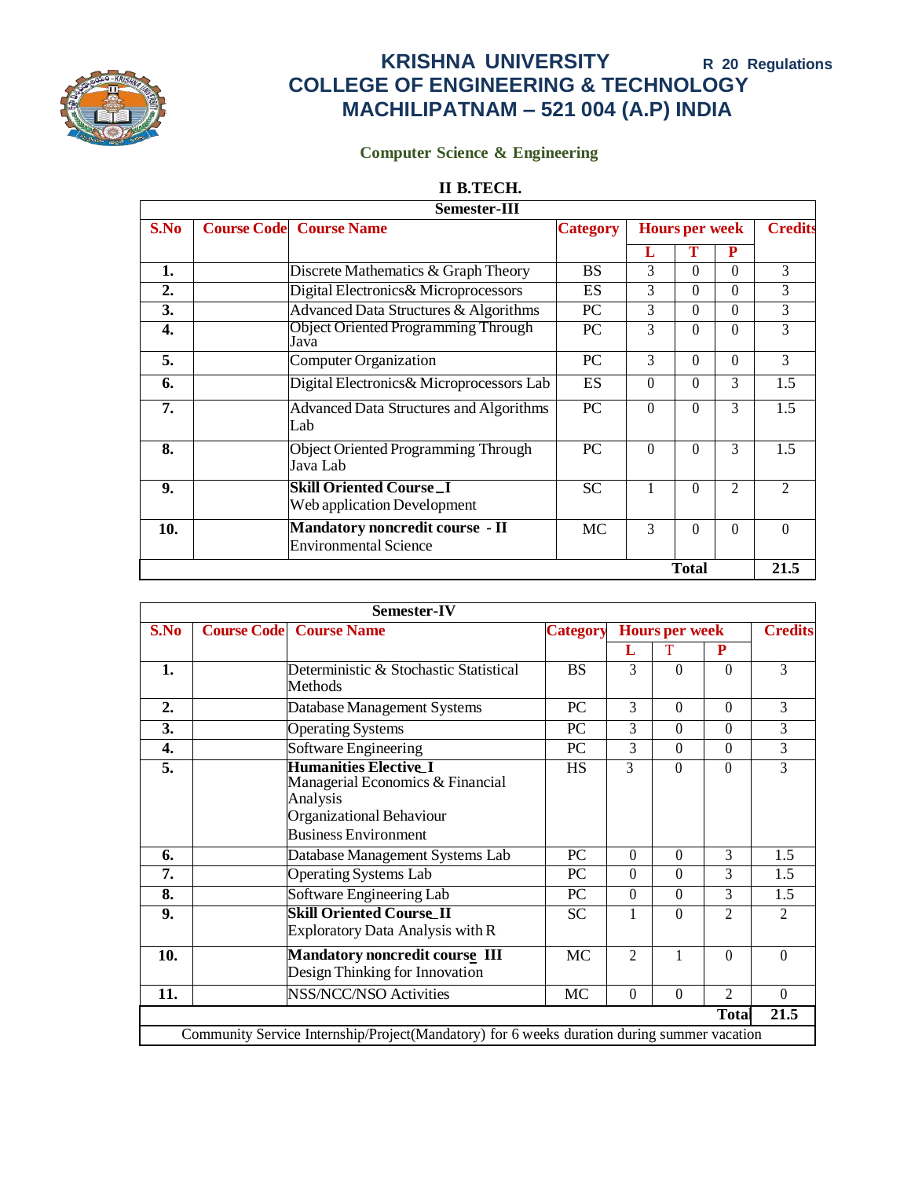# KRISHNA UNIVERSITY

R 20 Regulations

## COLLEGE OF ENGINEERING & TECHNOLOGY
## MACHILIPATNAM – 521 004 (A.P) INDIA

### Computer Science & Engineering

### II B.TECH.

**Semester-III**

| S.No | Course Code | Course Name | Category | Hours per week | | | Credits |
|---|---|---|---|---|---|---|---|
| | | | | L | T | P | |
| **1.** | | Discrete Mathematics & Graph Theory | BS | 3 | 0 | 0 | 3 |
| **2.** | | Digital Electronics& Microprocessors | ES | 3 | 0 | 0 | 3 |
| **3.** | | Advanced Data Structures & Algorithms | PC | 3 | 0 | 0 | 3 |
| **4.** | | Object Oriented Programming Through Java | PC | 3 | 0 | 0 | 3 |
| **5.** | | Computer Organization | PC | 3 | 0 | 0 | 3 |
| **6.** | | Digital Electronics& Microprocessors Lab | ES | 0 | 0 | 3 | 1.5 |
| **7.** | | Advanced Data Structures and Algorithms Lab | PC | 0 | 0 | 3 | 1.5 |
| **8.** | | Object Oriented Programming Through Java Lab | PC | 0 | 0 | 3 | 1.5 |
| **9.** | | **Skill Oriented Course _I** Web application Development | SC | 1 | 0 | 2 | 2 |
| **10.** | | **Mandatory noncredit course - II** Environmental Science | MC | 3 | 0 | 0 | 0 |
| | | | | | **Total** | | **21.5** |

**Semester-IV**

| S.No | Course Code | Course Name | Category | Hours per week | | | Credits |
|---|---|---|---|---|---|---|---|
| | | | | L | T | P | |
| **1.** | | Deterministic & Stochastic Statistical Methods | BS | 3 | 0 | 0 | 3 |
| **2.** | | Database Management Systems | PC | 3 | 0 | 0 | 3 |
| **3.** | | Operating Systems | PC | 3 | 0 | 0 | 3 |
| **4.** | | Software Engineering | PC | 3 | 0 | 0 | 3 |
| **5.** | | **Humanities Elective_I** Managerial Economics & Financial Analysis Organizational Behaviour Business Environment | HS | 3 | 0 | 0 | 3 |
| **6.** | | Database Management Systems Lab | PC | 0 | 0 | 3 | 1.5 |
| **7.** | | Operating Systems Lab | PC | 0 | 0 | 3 | 1.5 |
| **8.** | | Software Engineering Lab | PC | 0 | 0 | 3 | 1.5 |
| **9.** | | **Skill Oriented Course_II** Exploratory Data Analysis with R | SC | 1 | 0 | 2 | 2 |
| **10.** | | **Mandatory noncredit course III** Design Thinking for Innovation | MC | 2 | 1 | 0 | 0 |
| **11.** | | NSS/NCC/NSO Activities | MC | 0 | 0 | 2 | 0 |
| | | | | | | **Total** | **21.5** |
| Community Service Internship/Project(Mandatory) for 6 weeks duration during summer vacation | | | | | | | |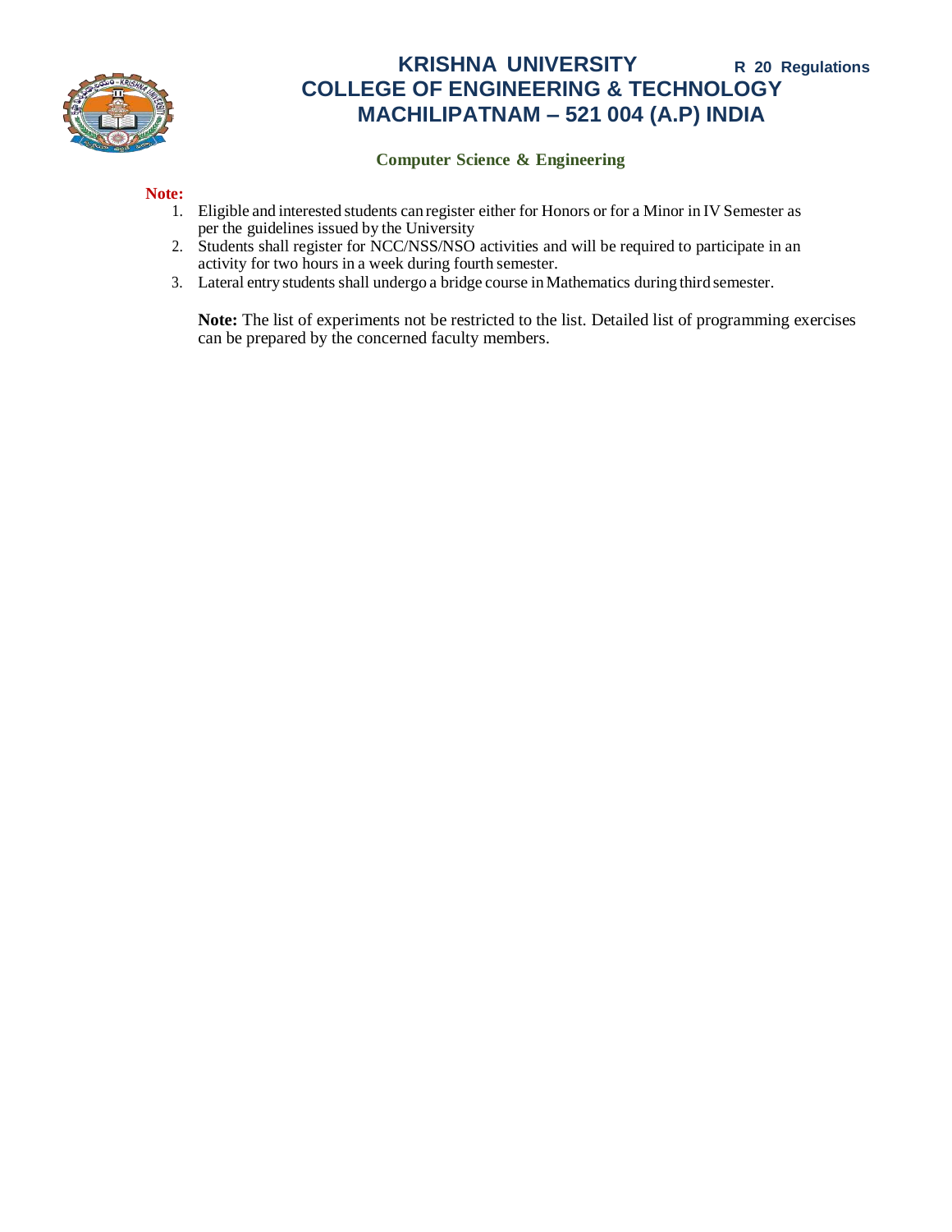**Note:**

1. Eligible and interested students can register either for Honors or for a Minor in IV Semester as per the guidelines issued by the University
2. Students shall register for NCC/NSS/NSO activities and will be required to participate in an activity for two hours in a week during fourth semester.
3. Lateral entry students shall undergo a bridge course in Mathematics during third semester.

**Note:** The list of experiments not be restricted to the list. Detailed list of programming exercises can be prepared by the concerned faculty members.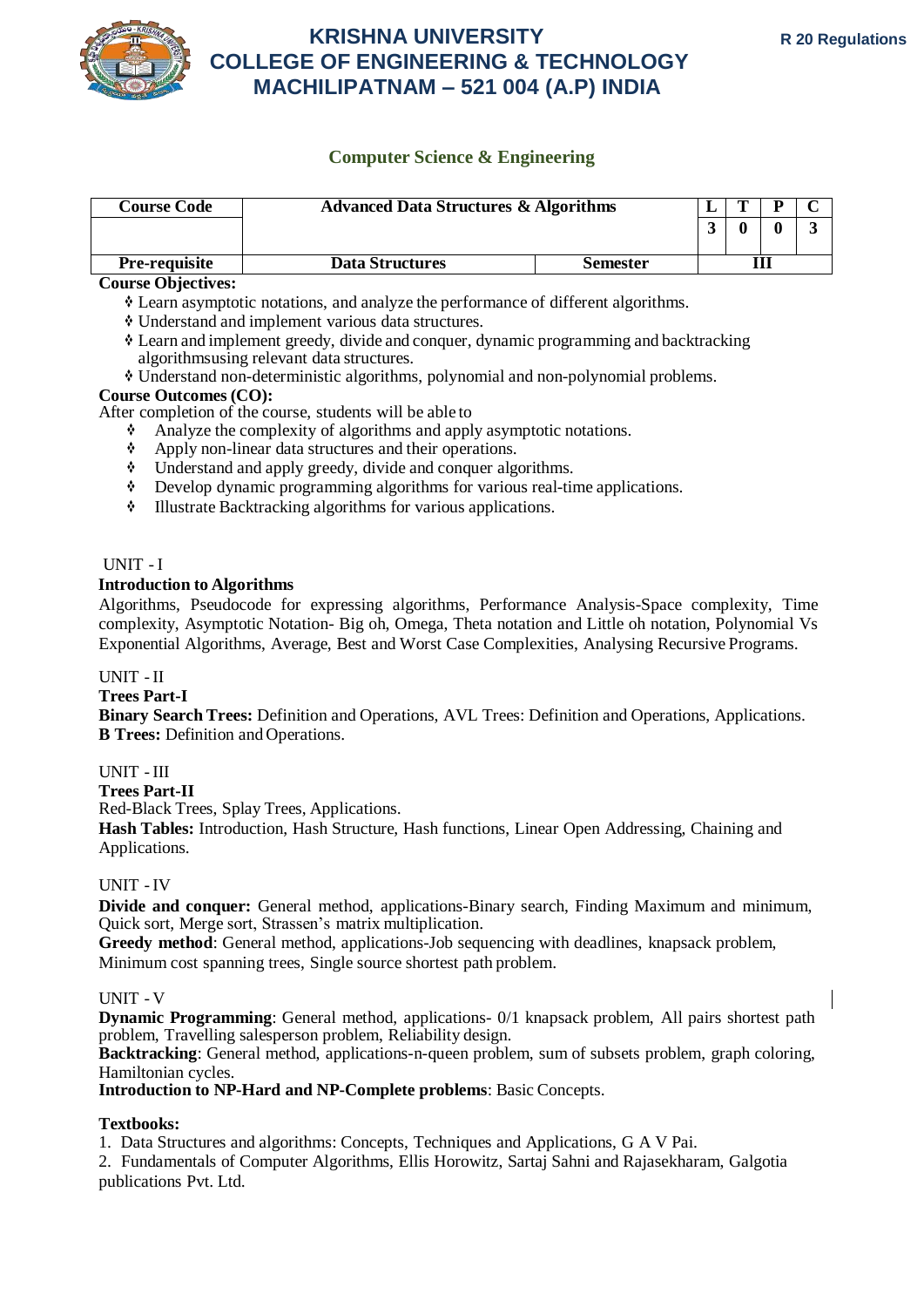# KRISHNA UNIVERSITY
# COLLEGE OF ENGINEERING & TECHNOLOGY
# MACHILIPATNAM – 521 004 (A.P) INDIA

**R 20 Regulations**

## Computer Science & Engineering

| Course Code | Advanced Data Structures & Algorithms | | L | T | P | C |
|---|---|---|---|---|---|---|
| | | | 3 | 0 | 0 | 3 |
| Pre-requisite | Data Structures | Semester | III | | | |

**Course Objectives:**

- Learn asymptotic notations, and analyze the performance of different algorithms.
- Understand and implement various data structures.
- Learn and implement greedy, divide and conquer, dynamic programming and backtracking algorithmsusing relevant data structures.
- Understand non-deterministic algorithms, polynomial and non-polynomial problems.

**Course Outcomes (CO):**

After completion of the course, students will be able to

- Analyze the complexity of algorithms and apply asymptotic notations.
- Apply non-linear data structures and their operations.
- Understand and apply greedy, divide and conquer algorithms.
- Develop dynamic programming algorithms for various real-time applications.
- Illustrate Backtracking algorithms for various applications.

UNIT - I

**Introduction to Algorithms**

Algorithms, Pseudocode for expressing algorithms, Performance Analysis-Space complexity, Time complexity, Asymptotic Notation- Big oh, Omega, Theta notation and Little oh notation, Polynomial Vs Exponential Algorithms, Average, Best and Worst Case Complexities, Analysing Recursive Programs.

UNIT - II

**Trees Part-I**

**Binary Search Trees:** Definition and Operations, AVL Trees: Definition and Operations, Applications.
**B Trees:** Definition and Operations.

UNIT - III

**Trees Part-II**

Red-Black Trees, Splay Trees, Applications.
**Hash Tables:** Introduction, Hash Structure, Hash functions, Linear Open Addressing, Chaining and Applications.

UNIT - IV

**Divide and conquer:** General method, applications-Binary search, Finding Maximum and minimum, Quick sort, Merge sort, Strassen's matrix multiplication.
**Greedy method**: General method, applications-Job sequencing with deadlines, knapsack problem, Minimum cost spanning trees, Single source shortest path problem.

UNIT - V

**Dynamic Programming**: General method, applications- 0/1 knapsack problem, All pairs shortest path problem, Travelling salesperson problem, Reliability design.
**Backtracking**: General method, applications-n-queen problem, sum of subsets problem, graph coloring, Hamiltonian cycles.
**Introduction to NP-Hard and NP-Complete problems**: Basic Concepts.

**Textbooks:**

1. Data Structures and algorithms: Concepts, Techniques and Applications, G A V Pai.
2. Fundamentals of Computer Algorithms, Ellis Horowitz, Sartaj Sahni and Rajasekharam, Galgotia publications Pvt. Ltd.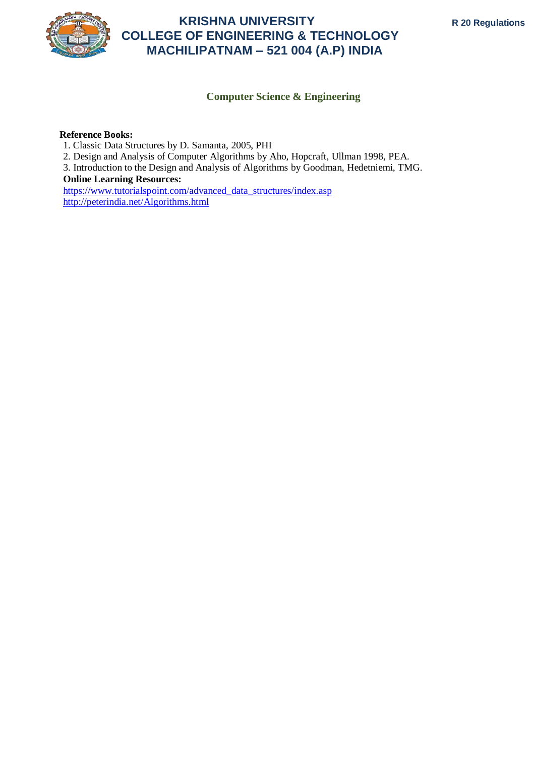**Reference Books:**

1. Classic Data Structures by D. Samanta, 2005, PHI
2. Design and Analysis of Computer Algorithms by Aho, Hopcraft, Ullman 1998, PEA.
3. Introduction to the Design and Analysis of Algorithms by Goodman, Hedetniemi, TMG.

**Online Learning Resources:**

https://www.tutorialspoint.com/advanced_data_structures/index.asp
http://peterindia.net/Algorithms.html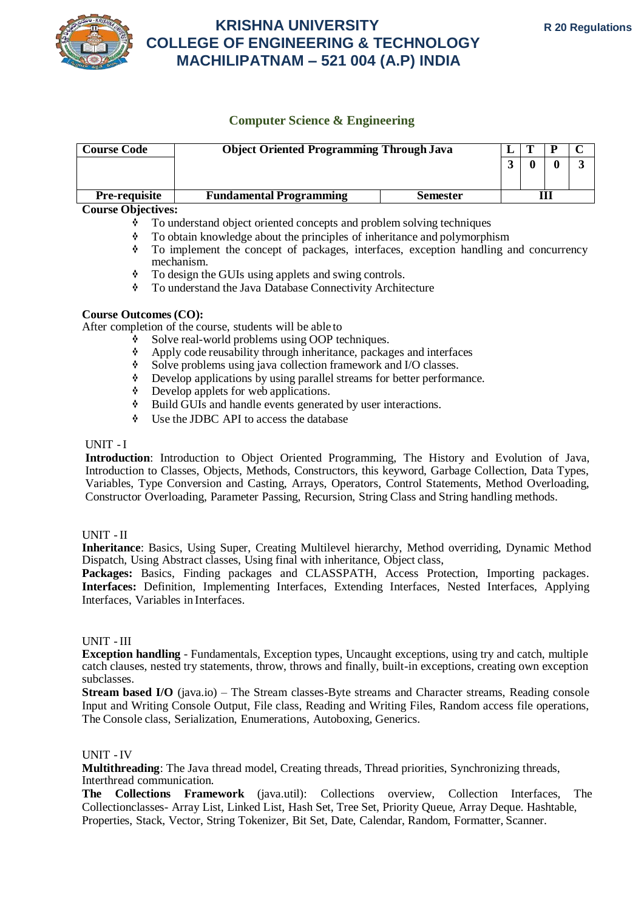# KRISHNA UNIVERSITY
# COLLEGE OF ENGINEERING & TECHNOLOGY
# MACHILIPATNAM – 521 004 (A.P) INDIA

**R 20 Regulations**

## Computer Science & Engineering

| Course Code | Object Oriented Programming Through Java | | L | T | P | C |
|---|---|---|---|---|---|---|
| | | | 3 | 0 | 0 | 3 |
| Pre-requisite | Fundamental Programming | Semester | III | | | |

**Course Objectives:**

- To understand object oriented concepts and problem solving techniques
- To obtain knowledge about the principles of inheritance and polymorphism
- To implement the concept of packages, interfaces, exception handling and concurrency mechanism.
- To design the GUIs using applets and swing controls.
- To understand the Java Database Connectivity Architecture

**Course Outcomes (CO):**

After completion of the course, students will be able to

- Solve real-world problems using OOP techniques.
- Apply code reusability through inheritance, packages and interfaces
- Solve problems using java collection framework and I/O classes.
- Develop applications by using parallel streams for better performance.
- Develop applets for web applications.
- Build GUIs and handle events generated by user interactions.
- Use the JDBC API to access the database

UNIT - I

**Introduction**: Introduction to Object Oriented Programming, The History and Evolution of Java, Introduction to Classes, Objects, Methods, Constructors, this keyword, Garbage Collection, Data Types, Variables, Type Conversion and Casting, Arrays, Operators, Control Statements, Method Overloading, Constructor Overloading, Parameter Passing, Recursion, String Class and String handling methods.

UNIT - II

**Inheritance**: Basics, Using Super, Creating Multilevel hierarchy, Method overriding, Dynamic Method Dispatch, Using Abstract classes, Using final with inheritance, Object class,

**Packages:** Basics, Finding packages and CLASSPATH, Access Protection, Importing packages. **Interfaces:** Definition, Implementing Interfaces, Extending Interfaces, Nested Interfaces, Applying Interfaces, Variables in Interfaces.

UNIT - III

**Exception handling** - Fundamentals, Exception types, Uncaught exceptions, using try and catch, multiple catch clauses, nested try statements, throw, throws and finally, built-in exceptions, creating own exception subclasses.

**Stream based I/O** (java.io) – The Stream classes-Byte streams and Character streams, Reading console Input and Writing Console Output, File class, Reading and Writing Files, Random access file operations, The Console class, Serialization, Enumerations, Autoboxing, Generics.

UNIT - IV

**Multithreading**: The Java thread model, Creating threads, Thread priorities, Synchronizing threads, Interthread communication.

**The Collections Framework** (java.util): Collections overview, Collection Interfaces, The Collectionclasses- Array List, Linked List, Hash Set, Tree Set, Priority Queue, Array Deque. Hashtable, Properties, Stack, Vector, String Tokenizer, Bit Set, Date, Calendar, Random, Formatter, Scanner.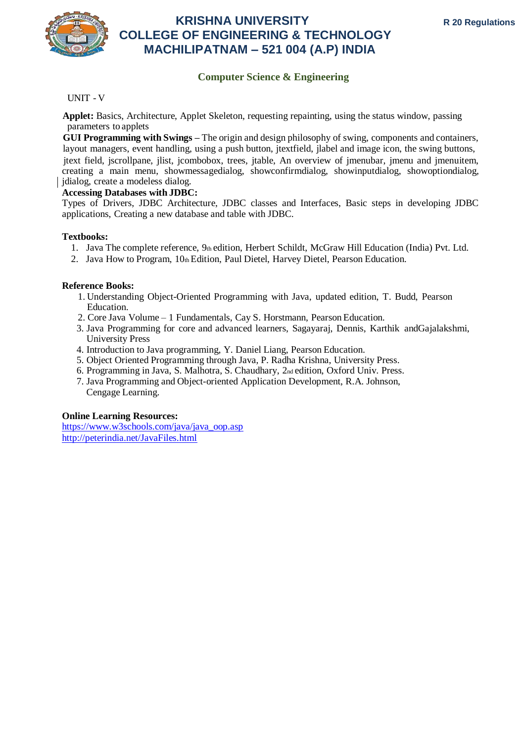# KRISHNA UNIVERSITY
# COLLEGE OF ENGINEERING & TECHNOLOGY
# MACHILIPATNAM – 521 004 (A.P) INDIA

R 20 Regulations

## Computer Science & Engineering

UNIT - V

**Applet:** Basics, Architecture, Applet Skeleton, requesting repainting, using the status window, passing parameters to applets

**GUI Programming with Swings –** The origin and design philosophy of swing, components and containers, layout managers, event handling, using a push button, jtextfield, jlabel and image icon, the swing buttons, jtext field, jscrollpane, jlist, jcombobox, trees, jtable, An overview of jmenubar, jmenu and jmenuitem, creating a main menu, showmessagedialog, showconfirmdialog, showinputdialog, showoptiondialog, jdialog, create a modeless dialog.

**Accessing Databases with JDBC:**

Types of Drivers, JDBC Architecture, JDBC classes and Interfaces, Basic steps in developing JDBC applications, Creating a new database and table with JDBC.

**Textbooks:**

1. Java The complete reference, 9th edition, Herbert Schildt, McGraw Hill Education (India) Pvt. Ltd.
2. Java How to Program, 10th Edition, Paul Dietel, Harvey Dietel, Pearson Education.

**Reference Books:**

1. Understanding Object-Oriented Programming with Java, updated edition, T. Budd, Pearson Education.
2. Core Java Volume – 1 Fundamentals, Cay S. Horstmann, Pearson Education.
3. Java Programming for core and advanced learners, Sagayaraj, Dennis, Karthik andGajalakshmi, University Press
4. Introduction to Java programming, Y. Daniel Liang, Pearson Education.
5. Object Oriented Programming through Java, P. Radha Krishna, University Press.
6. Programming in Java, S. Malhotra, S. Chaudhary, 2nd edition, Oxford Univ. Press.
7. Java Programming and Object-oriented Application Development, R.A. Johnson, Cengage Learning.

**Online Learning Resources:**

https://www.w3schools.com/java/java_oop.asp

http://peterindia.net/JavaFiles.html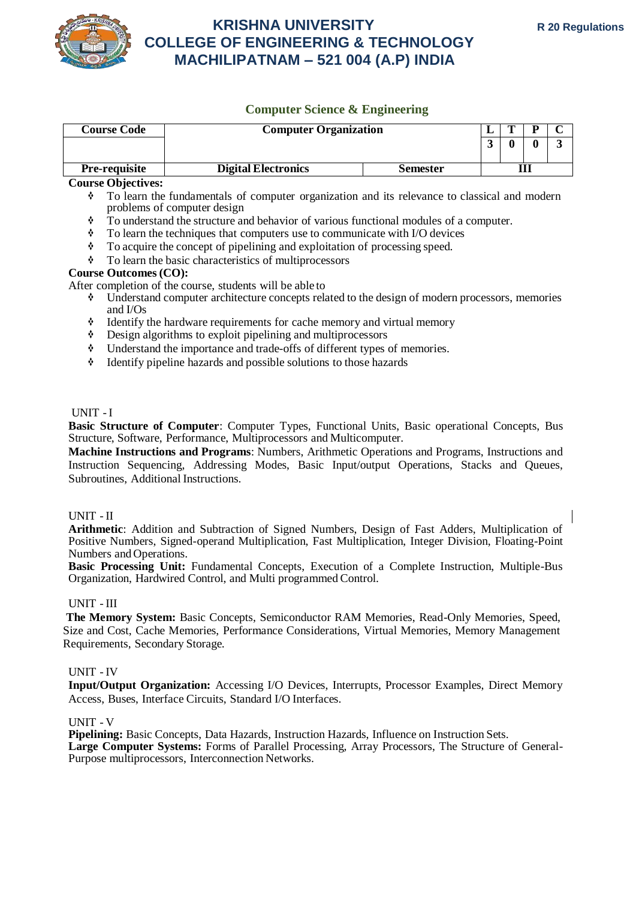## Computer Science & Engineering

| Course Code | Computer Organization | | L | T | P | C |
|---|---|---|---|---|---|---|
| | | | 3 | 0 | 0 | 3 |
| Pre-requisite | Digital Electronics | Semester | III | | | |

**Course Objectives:**

- To learn the fundamentals of computer organization and its relevance to classical and modern problems of computer design
- To understand the structure and behavior of various functional modules of a computer.
- To learn the techniques that computers use to communicate with I/O devices
- To acquire the concept of pipelining and exploitation of processing speed.
- To learn the basic characteristics of multiprocessors

**Course Outcomes (CO):**

After completion of the course, students will be able to

- Understand computer architecture concepts related to the design of modern processors, memories and I/Os
- Identify the hardware requirements for cache memory and virtual memory
- Design algorithms to exploit pipelining and multiprocessors
- Understand the importance and trade-offs of different types of memories.
- Identify pipeline hazards and possible solutions to those hazards

UNIT - I

**Basic Structure of Computer**: Computer Types, Functional Units, Basic operational Concepts, Bus Structure, Software, Performance, Multiprocessors and Multicomputer.

**Machine Instructions and Programs**: Numbers, Arithmetic Operations and Programs, Instructions and Instruction Sequencing, Addressing Modes, Basic Input/output Operations, Stacks and Queues, Subroutines, Additional Instructions.

UNIT - II

**Arithmetic**: Addition and Subtraction of Signed Numbers, Design of Fast Adders, Multiplication of Positive Numbers, Signed-operand Multiplication, Fast Multiplication, Integer Division, Floating-Point Numbers and Operations.

**Basic Processing Unit:** Fundamental Concepts, Execution of a Complete Instruction, Multiple-Bus Organization, Hardwired Control, and Multi programmed Control.

UNIT - III

**The Memory System:** Basic Concepts, Semiconductor RAM Memories, Read-Only Memories, Speed, Size and Cost, Cache Memories, Performance Considerations, Virtual Memories, Memory Management Requirements, Secondary Storage.

UNIT - IV

**Input/Output Organization:** Accessing I/O Devices, Interrupts, Processor Examples, Direct Memory Access, Buses, Interface Circuits, Standard I/O Interfaces.

UNIT - V

**Pipelining:** Basic Concepts, Data Hazards, Instruction Hazards, Influence on Instruction Sets.

**Large Computer Systems:** Forms of Parallel Processing, Array Processors, The Structure of General-Purpose multiprocessors, Interconnection Networks.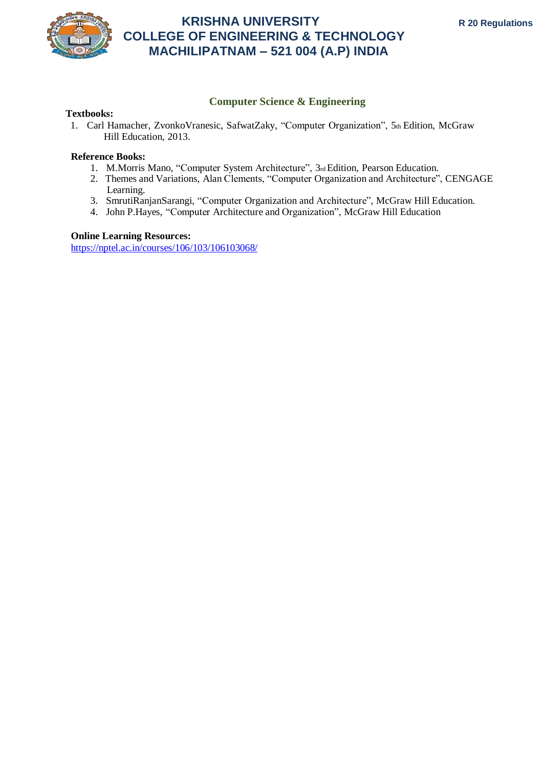## Computer Science & Engineering

**Textbooks:**

1. Carl Hamacher, ZvonkoVranesic, SafwatZaky, “Computer Organization”, 5th Edition, McGraw Hill Education, 2013.

**Reference Books:**

1. M.Morris Mano, “Computer System Architecture”, 3rd Edition, Pearson Education.
2. Themes and Variations, Alan Clements, “Computer Organization and Architecture”, CENGAGE Learning.
3. SmrutiRanjanSarangi, “Computer Organization and Architecture”, McGraw Hill Education.
4. John P.Hayes, “Computer Architecture and Organization”, McGraw Hill Education

**Online Learning Resources:**

https://nptel.ac.in/courses/106/103/106103068/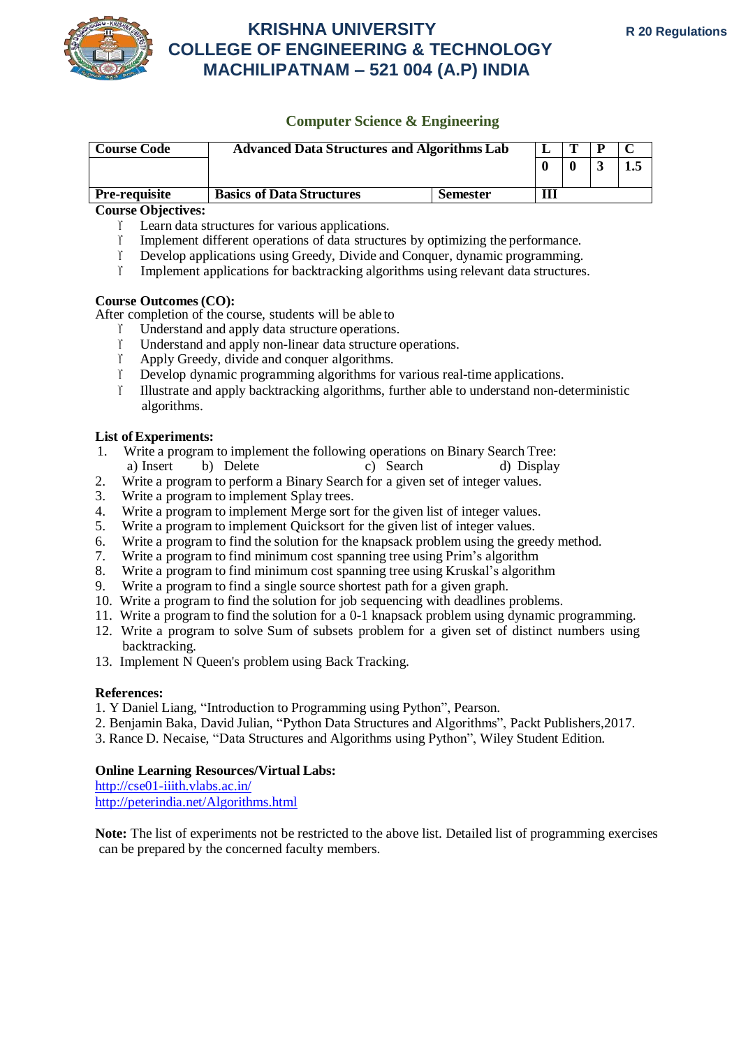# KRISHNA UNIVERSITY
# COLLEGE OF ENGINEERING & TECHNOLOGY
# MACHILIPATNAM – 521 004 (A.P) INDIA

**R 20 Regulations**

## Computer Science & Engineering

| **Course Code** | **Advanced Data Structures and Algorithms Lab** | | **L** | **T** | **P** | **C** |
|---|---|---|---|---|---|---|
| | | | **0** | **0** | **3** | **1.5** |
| **Pre-requisite** | **Basics of Data Structures** | **Semester** | **III** | | | |

**Course Objectives:**

- Learn data structures for various applications.
- Implement different operations of data structures by optimizing the performance.
- Develop applications using Greedy, Divide and Conquer, dynamic programming.
- Implement applications for backtracking algorithms using relevant data structures.

**Course Outcomes (CO):**

After completion of the course, students will be able to

- Understand and apply data structure operations.
- Understand and apply non-linear data structure operations.
- Apply Greedy, divide and conquer algorithms.
- Develop dynamic programming algorithms for various real-time applications.
- Illustrate and apply backtracking algorithms, further able to understand non-deterministic algorithms.

**List of Experiments:**

1. Write a program to implement the following operations on Binary Search Tree:
   a) Insert b) Delete c) Search d) Display
2. Write a program to perform a Binary Search for a given set of integer values.
3. Write a program to implement Splay trees.
4. Write a program to implement Merge sort for the given list of integer values.
5. Write a program to implement Quicksort for the given list of integer values.
6. Write a program to find the solution for the knapsack problem using the greedy method.
7. Write a program to find minimum cost spanning tree using Prim's algorithm
8. Write a program to find minimum cost spanning tree using Kruskal's algorithm
9. Write a program to find a single source shortest path for a given graph.
10. Write a program to find the solution for job sequencing with deadlines problems.
11. Write a program to find the solution for a 0-1 knapsack problem using dynamic programming.
12. Write a program to solve Sum of subsets problem for a given set of distinct numbers using backtracking.
13. Implement N Queen's problem using Back Tracking.

**References:**

1. Y Daniel Liang, "Introduction to Programming using Python", Pearson.
2. Benjamin Baka, David Julian, "Python Data Structures and Algorithms", Packt Publishers, 2017.
3. Rance D. Necaise, "Data Structures and Algorithms using Python", Wiley Student Edition.

**Online Learning Resources/Virtual Labs:**

http://cse01-iiith.vlabs.ac.in/
http://peterindia.net/Algorithms.html

**Note:** The list of experiments not be restricted to the above list. Detailed list of programming exercises can be prepared by the concerned faculty members.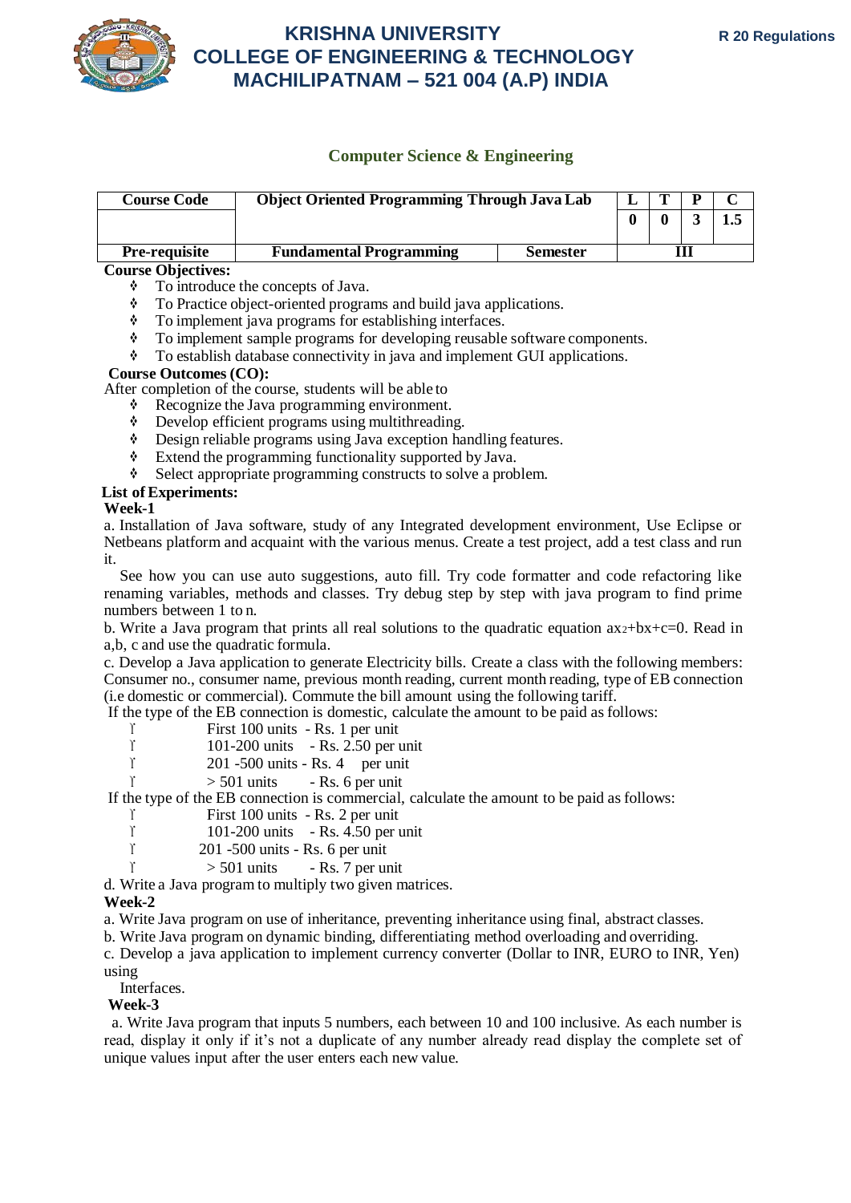# KRISHNA UNIVERSITY
# COLLEGE OF ENGINEERING & TECHNOLOGY
# MACHILIPATNAM – 521 004 (A.P) INDIA

**R 20 Regulations**

## Computer Science & Engineering

| Course Code | Object Oriented Programming Through Java Lab | | L | T | P | C |
|---|---|---|---|---|---|---|
| | | | 0 | 0 | 3 | 1.5 |
| Pre-requisite | Fundamental Programming | Semester | III | | | |

**Course Objectives:**

- To introduce the concepts of Java.
- To Practice object-oriented programs and build java applications.
- To implement java programs for establishing interfaces.
- To implement sample programs for developing reusable software components.
- To establish database connectivity in java and implement GUI applications.

**Course Outcomes (CO):**

After completion of the course, students will be able to

- Recognize the Java programming environment.
- Develop efficient programs using multithreading.
- Design reliable programs using Java exception handling features.
- Extend the programming functionality supported by Java.
- Select appropriate programming constructs to solve a problem.

**List of Experiments:**

**Week-1**

a. Installation of Java software, study of any Integrated development environment, Use Eclipse or Netbeans platform and acquaint with the various menus. Create a test project, add a test class and run it.

See how you can use auto suggestions, auto fill. Try code formatter and code refactoring like renaming variables, methods and classes. Try debug step by step with java program to find prime numbers between 1 to n.

b. Write a Java program that prints all real solutions to the quadratic equation $ax^2+bx+c=0$. Read in a,b, c and use the quadratic formula.

c. Develop a Java application to generate Electricity bills. Create a class with the following members: Consumer no., consumer name, previous month reading, current month reading, type of EB connection (i.e domestic or commercial). Commute the bill amount using the following tariff.

If the type of the EB connection is domestic, calculate the amount to be paid as follows:

- First 100 units - Rs. 1 per unit
- 101-200 units - Rs. 2.50 per unit
- 201 -500 units - Rs. 4 per unit
- > 501 units - Rs. 6 per unit

If the type of the EB connection is commercial, calculate the amount to be paid as follows:

- First 100 units - Rs. 2 per unit
- 101-200 units - Rs. 4.50 per unit
- 201 -500 units - Rs. 6 per unit
- > 501 units - Rs. 7 per unit

d. Write a Java program to multiply two given matrices.

**Week-2**

a. Write Java program on use of inheritance, preventing inheritance using final, abstract classes.

b. Write Java program on dynamic binding, differentiating method overloading and overriding.

c. Develop a java application to implement currency converter (Dollar to INR, EURO to INR, Yen) using Interfaces.

**Week-3**

a. Write Java program that inputs 5 numbers, each between 10 and 100 inclusive. As each number is read, display it only if it's not a duplicate of any number already read display the complete set of unique values input after the user enters each new value.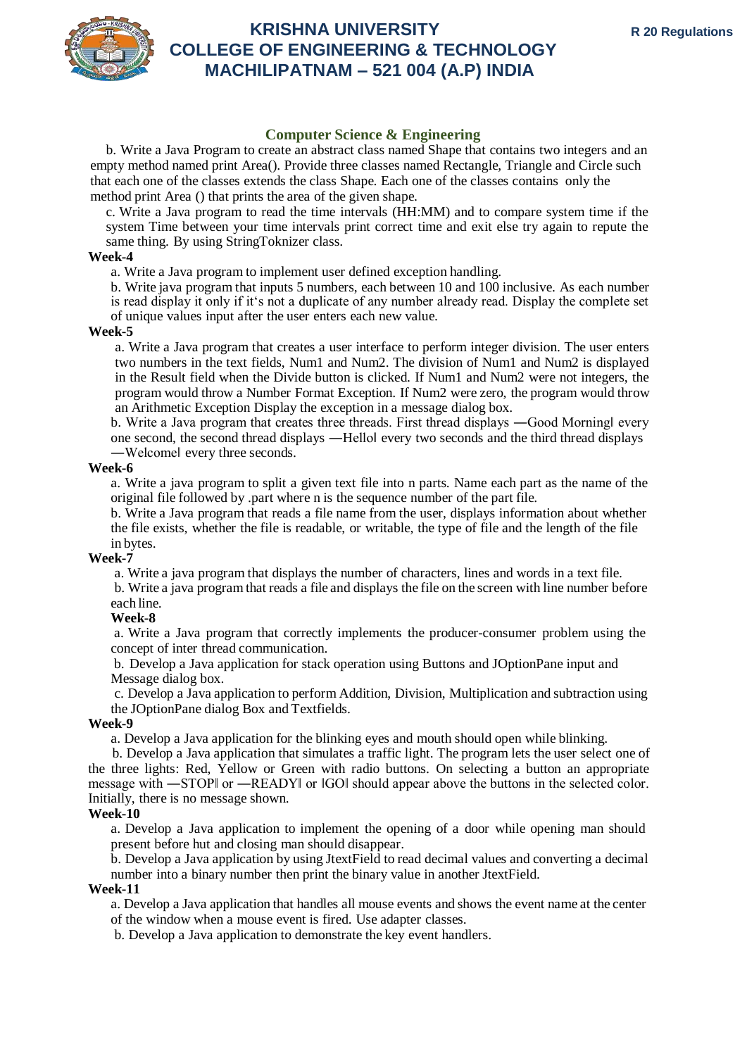## Computer Science & Engineering

b. Write a Java Program to create an abstract class named Shape that contains two integers and an empty method named print Area(). Provide three classes named Rectangle, Triangle and Circle such that each one of the classes extends the class Shape. Each one of the classes contains only the method print Area () that prints the area of the given shape.

c. Write a Java program to read the time intervals (HH:MM) and to compare system time if the system Time between your time intervals print correct time and exit else try again to repute the same thing. By using StringToknizer class.

**Week-4**

a. Write a Java program to implement user defined exception handling.

b. Write java program that inputs 5 numbers, each between 10 and 100 inclusive. As each number is read display it only if it‟s not a duplicate of any number already read. Display the complete set of unique values input after the user enters each new value.

**Week-5**

a. Write a Java program that creates a user interface to perform integer division. The user enters two numbers in the text fields, Num1 and Num2. The division of Num1 and Num2 is displayed in the Result field when the Divide button is clicked. If Num1 and Num2 were not integers, the program would throw a Number Format Exception. If Num2 were zero, the program would throw an Arithmetic Exception Display the exception in a message dialog box.

b. Write a Java program that creates three threads. First thread displays ―Good Morning‖ every one second, the second thread displays ―Hello‖ every two seconds and the third thread displays ―Welcome‖ every three seconds.

**Week-6**

a. Write a java program to split a given text file into n parts. Name each part as the name of the original file followed by .part where n is the sequence number of the part file.

b. Write a Java program that reads a file name from the user, displays information about whether the file exists, whether the file is readable, or writable, the type of file and the length of the file in bytes.

**Week-7**

a. Write a java program that displays the number of characters, lines and words in a text file.

b. Write a java program that reads a file and displays the file on the screen with line number before each line.

**Week-8**

a. Write a Java program that correctly implements the producer-consumer problem using the concept of inter thread communication.

b. Develop a Java application for stack operation using Buttons and JOptionPane input and Message dialog box.

c. Develop a Java application to perform Addition, Division, Multiplication and subtraction using the JOptionPane dialog Box and Textfields.

**Week-9**

a. Develop a Java application for the blinking eyes and mouth should open while blinking.

b. Develop a Java application that simulates a traffic light. The program lets the user select one of the three lights: Red, Yellow or Green with radio buttons. On selecting a button an appropriate message with ―STOP‖ or ―READY‖ or ‖GO‖ should appear above the buttons in the selected color. Initially, there is no message shown.

**Week-10**

a. Develop a Java application to implement the opening of a door while opening man should present before hut and closing man should disappear.

b. Develop a Java application by using JtextField to read decimal values and converting a decimal number into a binary number then print the binary value in another JtextField.

**Week-11**

a. Develop a Java application that handles all mouse events and shows the event name at the center of the window when a mouse event is fired. Use adapter classes.

b. Develop a Java application to demonstrate the key event handlers.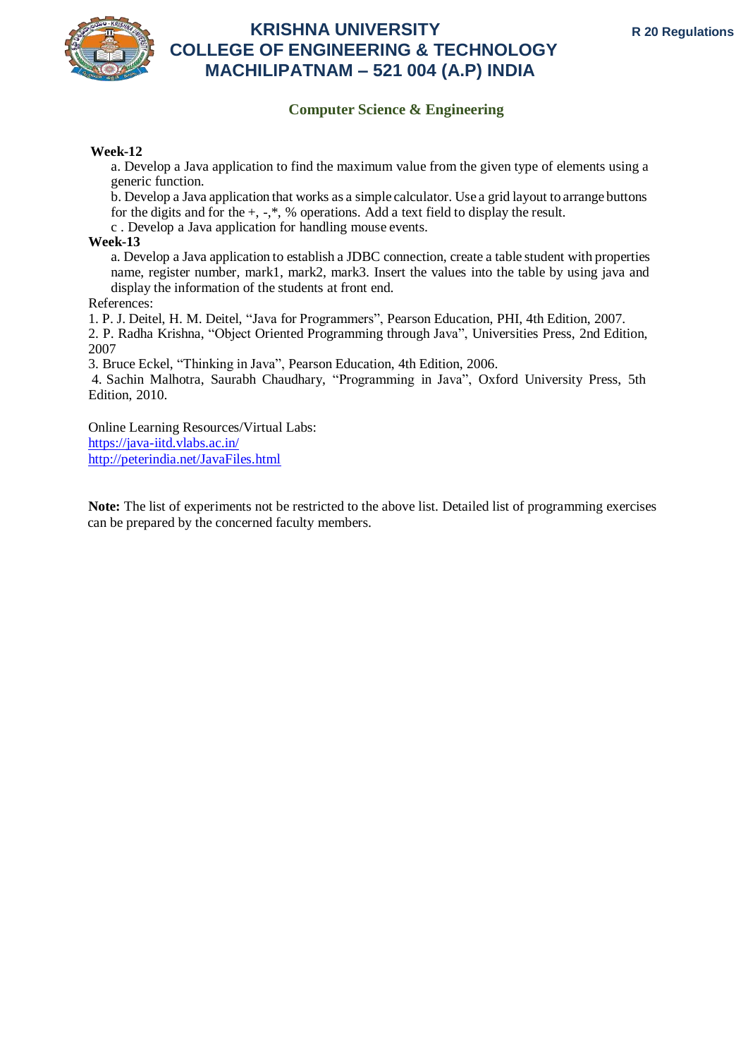**Week-12**

a. Develop a Java application to find the maximum value from the given type of elements using a generic function.

b. Develop a Java application that works as a simple calculator. Use a grid layout to arrange buttons for the digits and for the +, -,*, % operations. Add a text field to display the result.

c . Develop a Java application for handling mouse events.

**Week-13**

a. Develop a Java application to establish a JDBC connection, create a table student with properties name, register number, mark1, mark2, mark3. Insert the values into the table by using java and display the information of the students at front end.

References:

1. P. J. Deitel, H. M. Deitel, "Java for Programmers", Pearson Education, PHI, 4th Edition, 2007.
2. P. Radha Krishna, "Object Oriented Programming through Java", Universities Press, 2nd Edition, 2007
3. Bruce Eckel, "Thinking in Java", Pearson Education, 4th Edition, 2006.
4. Sachin Malhotra, Saurabh Chaudhary, "Programming in Java", Oxford University Press, 5th Edition, 2010.

Online Learning Resources/Virtual Labs:

https://java-iitd.vlabs.ac.in/

http://peterindia.net/JavaFiles.html

**Note:** The list of experiments not be restricted to the above list. Detailed list of programming exercises can be prepared by the concerned faculty members.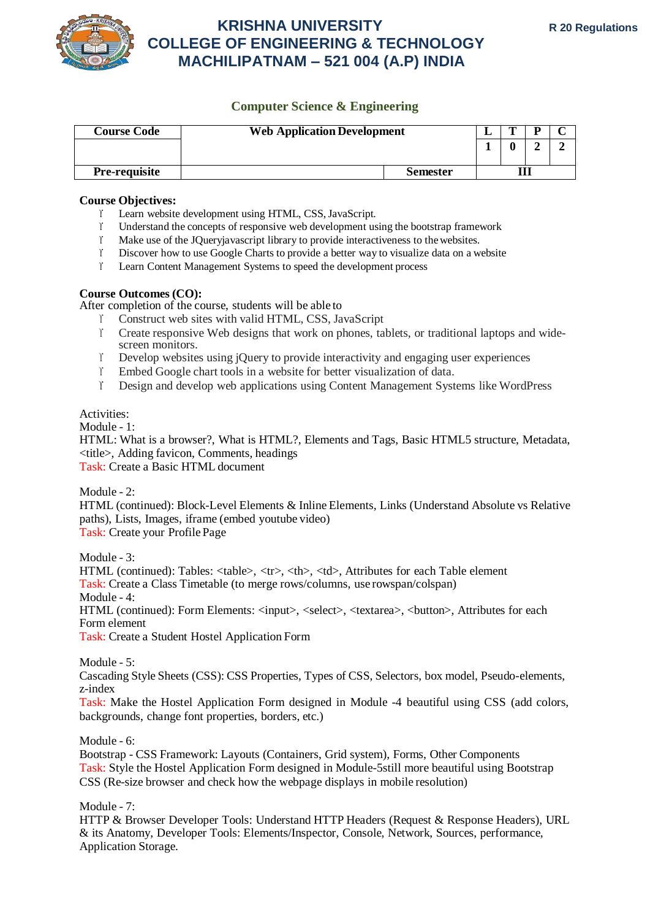## Computer Science & Engineering

| Course Code | Web Application Development | | L | T | P | C |
|---|---|---|---|---|---|---|
| | | | 1 | 0 | 2 | 2 |
| Pre-requisite | | Semester | III | | | |

**Course Objectives:**

- Learn website development using HTML, CSS, JavaScript.
- Understand the concepts of responsive web development using the bootstrap framework
- Make use of the JQueryjavascript library to provide interactiveness to the websites.
- Discover how to use Google Charts to provide a better way to visualize data on a website
- Learn Content Management Systems to speed the development process

**Course Outcomes (CO):**

After completion of the course, students will be able to

- Construct web sites with valid HTML, CSS, JavaScript
- Create responsive Web designs that work on phones, tablets, or traditional laptops and wide-screen monitors.
- Develop websites using jQuery to provide interactivity and engaging user experiences
- Embed Google chart tools in a website for better visualization of data.
- Design and develop web applications using Content Management Systems like WordPress

Activities:

Module - 1:

HTML: What is a browser?, What is HTML?, Elements and Tags, Basic HTML5 structure, Metadata, <title>, Adding favicon, Comments, headings

Task: Create a Basic HTML document

Module - 2:

HTML (continued): Block-Level Elements & Inline Elements, Links (Understand Absolute vs Relative paths), Lists, Images, iframe (embed youtube video)

Task: Create your Profile Page

Module - 3:

HTML (continued): Tables: <table>, <tr>, <th>, <td>, Attributes for each Table element

Task: Create a Class Timetable (to merge rows/columns, use rowspan/colspan)

Module - 4:

HTML (continued): Form Elements: <input>, <select>, <textarea>, <button>, Attributes for each Form element

Task: Create a Student Hostel Application Form

Module - 5:

Cascading Style Sheets (CSS): CSS Properties, Types of CSS, Selectors, box model, Pseudo-elements, z-index

Task: Make the Hostel Application Form designed in Module -4 beautiful using CSS (add colors, backgrounds, change font properties, borders, etc.)

Module - 6:

Bootstrap - CSS Framework: Layouts (Containers, Grid system), Forms, Other Components

Task: Style the Hostel Application Form designed in Module-5still more beautiful using Bootstrap CSS (Re-size browser and check how the webpage displays in mobile resolution)

Module - 7:

HTTP & Browser Developer Tools: Understand HTTP Headers (Request & Response Headers), URL & its Anatomy, Developer Tools: Elements/Inspector, Console, Network, Sources, performance, Application Storage.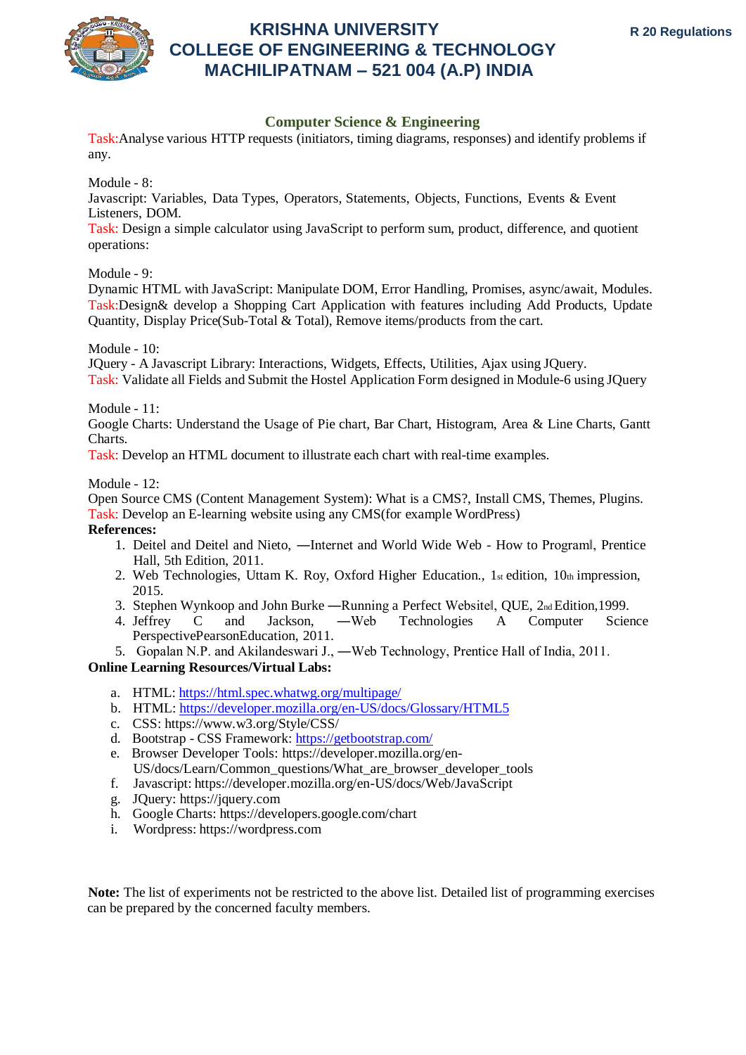## Computer Science & Engineering

Task:Analyse various HTTP requests (initiators, timing diagrams, responses) and identify problems if any.

Module - 8:
Javascript: Variables, Data Types, Operators, Statements, Objects, Functions, Events & Event Listeners, DOM.
Task: Design a simple calculator using JavaScript to perform sum, product, difference, and quotient operations:

Module - 9:
Dynamic HTML with JavaScript: Manipulate DOM, Error Handling, Promises, async/await, Modules.
Task:Design& develop a Shopping Cart Application with features including Add Products, Update Quantity, Display Price(Sub-Total & Total), Remove items/products from the cart.

Module - 10:
JQuery - A Javascript Library: Interactions, Widgets, Effects, Utilities, Ajax using JQuery.
Task: Validate all Fields and Submit the Hostel Application Form designed in Module-6 using JQuery

Module - 11:
Google Charts: Understand the Usage of Pie chart, Bar Chart, Histogram, Area & Line Charts, Gantt Charts.
Task: Develop an HTML document to illustrate each chart with real-time examples.

Module - 12:
Open Source CMS (Content Management System): What is a CMS?, Install CMS, Themes, Plugins.
Task: Develop an E-learning website using any CMS(for example WordPress)

**References:**

1. Deitel and Deitel and Nieto, ―Internet and World Wide Web - How to Program‖, Prentice Hall, 5th Edition, 2011.
2. Web Technologies, Uttam K. Roy, Oxford Higher Education., 1st edition, 10th impression, 2015.
3. Stephen Wynkoop and John Burke ―Running a Perfect Website‖, QUE, 2nd Edition,1999.
4. Jeffrey C and Jackson, ―Web Technologies A Computer Science PerspectivePearsonEducation, 2011.
5. Gopalan N.P. and Akilandeswari J., ―Web Technology, Prentice Hall of India, 2011.

**Online Learning Resources/Virtual Labs:**

a. HTML: https://html.spec.whatwg.org/multipage/
b. HTML: https://developer.mozilla.org/en-US/docs/Glossary/HTML5
c. CSS: https://www.w3.org/Style/CSS/
d. Bootstrap - CSS Framework: https://getbootstrap.com/
e. Browser Developer Tools: https://developer.mozilla.org/en-US/docs/Learn/Common_questions/What_are_browser_developer_tools
f. Javascript: https://developer.mozilla.org/en-US/docs/Web/JavaScript
g. JQuery: https://jquery.com
h. Google Charts: https://developers.google.com/chart
i. Wordpress: https://wordpress.com

**Note:** The list of experiments not be restricted to the above list. Detailed list of programming exercises can be prepared by the concerned faculty members.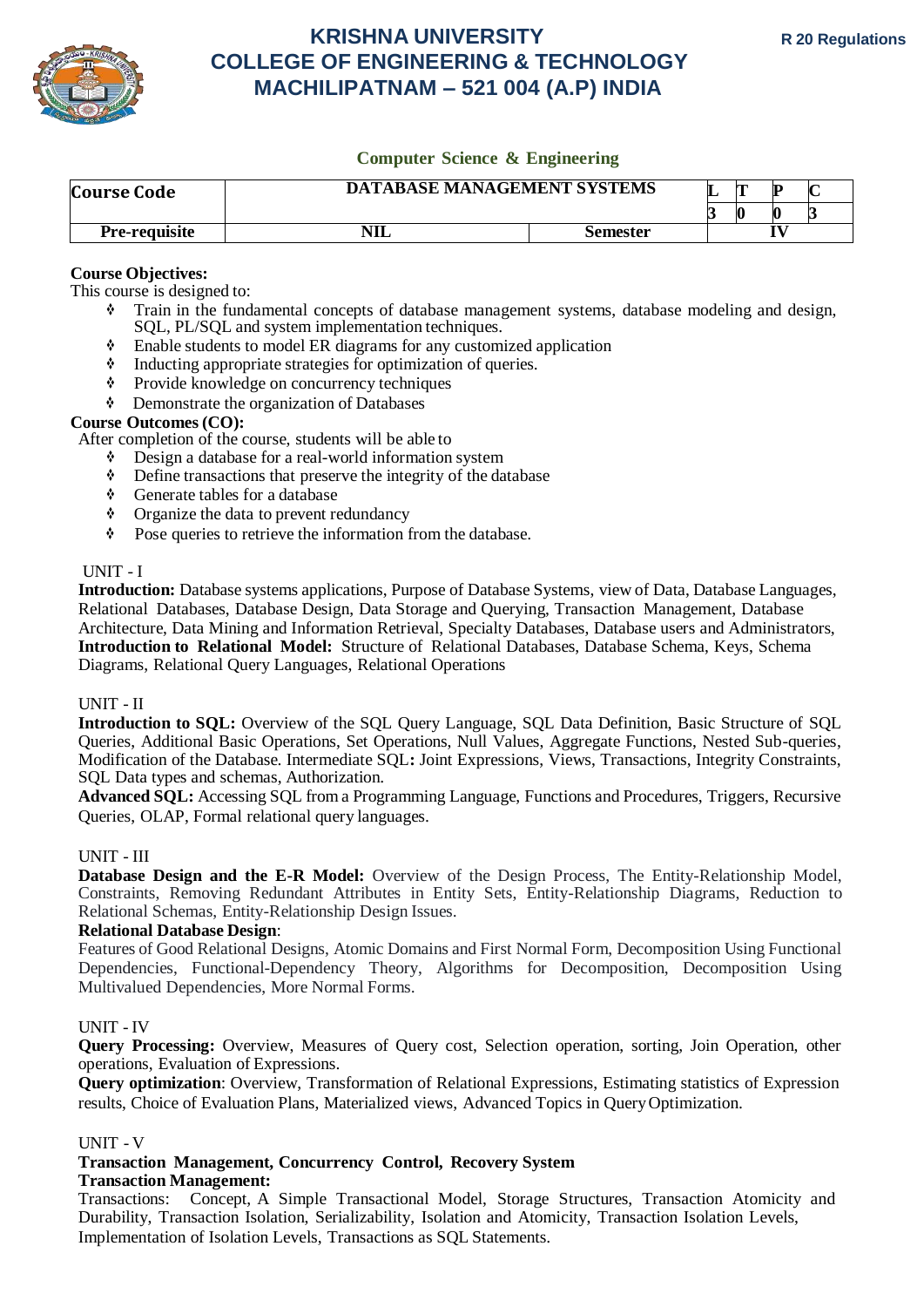# KRISHNA UNIVERSITY
# COLLEGE OF ENGINEERING & TECHNOLOGY
# MACHILIPATNAM – 521 004 (A.P) INDIA

**R 20 Regulations**

## Computer Science & Engineering

| | | | L | T | P | C |
|---|---|---|---|---|---|---|
| **Course Code** | **DATABASE MANAGEMENT SYSTEMS** | | 3 | 0 | 0 | 3 |
| **Pre-requisite** | **NIL** | **Semester** | **IV** | | | |

**Course Objectives:**

This course is designed to:

- Train in the fundamental concepts of database management systems, database modeling and design, SQL, PL/SQL and system implementation techniques.
- Enable students to model ER diagrams for any customized application
- Inducting appropriate strategies for optimization of queries.
- Provide knowledge on concurrency techniques
- Demonstrate the organization of Databases

**Course Outcomes (CO):**

After completion of the course, students will be able to

- Design a database for a real-world information system
- Define transactions that preserve the integrity of the database
- Generate tables for a database
- Organize the data to prevent redundancy
- Pose queries to retrieve the information from the database.

UNIT - I

**Introduction:** Database systems applications, Purpose of Database Systems, view of Data, Database Languages, Relational Databases, Database Design, Data Storage and Querying, Transaction Management, Database Architecture, Data Mining and Information Retrieval, Specialty Databases, Database users and Administrators, **Introduction to Relational Model:** Structure of Relational Databases, Database Schema, Keys, Schema Diagrams, Relational Query Languages, Relational Operations

UNIT - II

**Introduction to SQL:** Overview of the SQL Query Language, SQL Data Definition, Basic Structure of SQL Queries, Additional Basic Operations, Set Operations, Null Values, Aggregate Functions, Nested Sub-queries, Modification of the Database. Intermediate SQL**:** Joint Expressions, Views, Transactions, Integrity Constraints, SQL Data types and schemas, Authorization.

**Advanced SQL:** Accessing SQL from a Programming Language, Functions and Procedures, Triggers, Recursive Queries, OLAP, Formal relational query languages.

UNIT - III

**Database Design and the E-R Model:** Overview of the Design Process, The Entity-Relationship Model, Constraints, Removing Redundant Attributes in Entity Sets, Entity-Relationship Diagrams, Reduction to Relational Schemas, Entity-Relationship Design Issues.

**Relational Database Design**:

Features of Good Relational Designs, Atomic Domains and First Normal Form, Decomposition Using Functional Dependencies, Functional-Dependency Theory, Algorithms for Decomposition, Decomposition Using Multivalued Dependencies, More Normal Forms.

UNIT - IV

**Query Processing:** Overview, Measures of Query cost, Selection operation, sorting, Join Operation, other operations, Evaluation of Expressions.

**Query optimization**: Overview, Transformation of Relational Expressions, Estimating statistics of Expression results, Choice of Evaluation Plans, Materialized views, Advanced Topics in Query Optimization.

UNIT - V

**Transaction Management, Concurrency Control, Recovery System**

**Transaction Management:**

Transactions: Concept, A Simple Transactional Model, Storage Structures, Transaction Atomicity and Durability, Transaction Isolation, Serializability, Isolation and Atomicity, Transaction Isolation Levels, Implementation of Isolation Levels, Transactions as SQL Statements.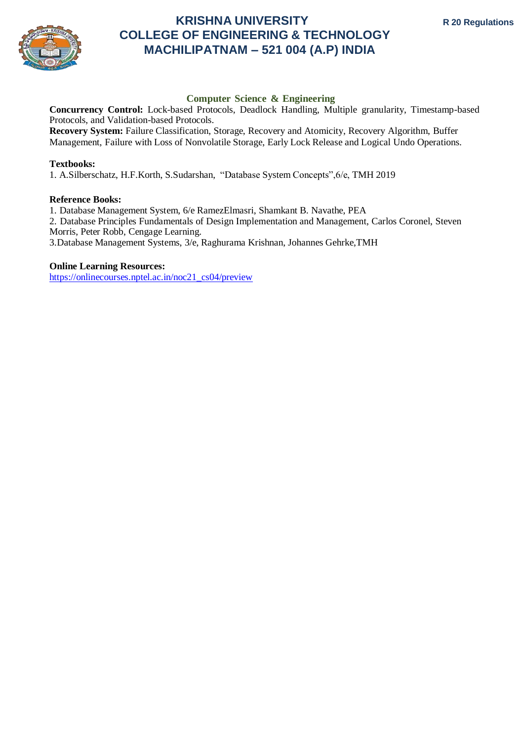**Concurrency Control:** Lock-based Protocols, Deadlock Handling, Multiple granularity, Timestamp-based Protocols, and Validation-based Protocols.

**Recovery System:** Failure Classification, Storage, Recovery and Atomicity, Recovery Algorithm, Buffer Management, Failure with Loss of Nonvolatile Storage, Early Lock Release and Logical Undo Operations.

**Textbooks:**

1. A.Silberschatz, H.F.Korth, S.Sudarshan, "Database System Concepts",6/e, TMH 2019

**Reference Books:**

1. Database Management System, 6/e RamezElmasri, Shamkant B. Navathe, PEA
2. Database Principles Fundamentals of Design Implementation and Management, Carlos Coronel, Steven Morris, Peter Robb, Cengage Learning.
3. Database Management Systems, 3/e, Raghurama Krishnan, Johannes Gehrke,TMH

**Online Learning Resources:**

https://onlinecourses.nptel.ac.in/noc21_cs04/preview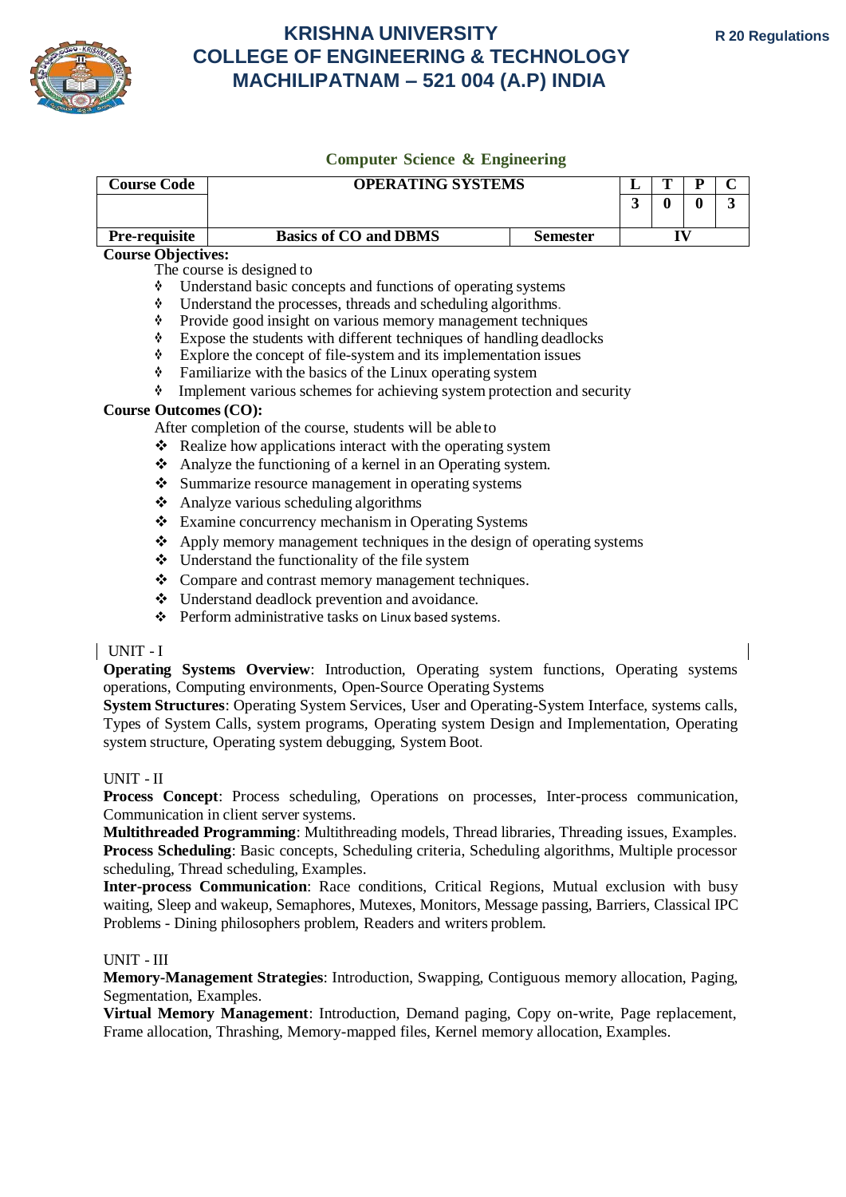# KRISHNA UNIVERSITY
# COLLEGE OF ENGINEERING & TECHNOLOGY
# MACHILIPATNAM – 521 004 (A.P) INDIA

**R 20 Regulations**

## Computer Science & Engineering

| Course Code | OPERATING SYSTEMS | | L | T | P | C |
|---|---|---|---|---|---|---|
| | | | 3 | 0 | 0 | 3 |
| Pre-requisite | Basics of CO and DBMS | Semester | IV | | | |

**Course Objectives:**

The course is designed to

- Understand basic concepts and functions of operating systems
- Understand the processes, threads and scheduling algorithms.
- Provide good insight on various memory management techniques
- Expose the students with different techniques of handling deadlocks
- Explore the concept of file-system and its implementation issues
- Familiarize with the basics of the Linux operating system
- Implement various schemes for achieving system protection and security

**Course Outcomes (CO):**

After completion of the course, students will be able to

- Realize how applications interact with the operating system
- Analyze the functioning of a kernel in an Operating system.
- Summarize resource management in operating systems
- Analyze various scheduling algorithms
- Examine concurrency mechanism in Operating Systems
- Apply memory management techniques in the design of operating systems
- Understand the functionality of the file system
- Compare and contrast memory management techniques.
- Understand deadlock prevention and avoidance.
- Perform administrative tasks on Linux based systems.

UNIT - I

**Operating Systems Overview**: Introduction, Operating system functions, Operating systems operations, Computing environments, Open-Source Operating Systems

**System Structures**: Operating System Services, User and Operating-System Interface, systems calls, Types of System Calls, system programs, Operating system Design and Implementation, Operating system structure, Operating system debugging, System Boot.

UNIT - II

**Process Concept**: Process scheduling, Operations on processes, Inter-process communication, Communication in client server systems.

**Multithreaded Programming**: Multithreading models, Thread libraries, Threading issues, Examples.

**Process Scheduling**: Basic concepts, Scheduling criteria, Scheduling algorithms, Multiple processor scheduling, Thread scheduling, Examples.

**Inter-process Communication**: Race conditions, Critical Regions, Mutual exclusion with busy waiting, Sleep and wakeup, Semaphores, Mutexes, Monitors, Message passing, Barriers, Classical IPC Problems - Dining philosophers problem, Readers and writers problem.

UNIT - III

**Memory-Management Strategies**: Introduction, Swapping, Contiguous memory allocation, Paging, Segmentation, Examples.

**Virtual Memory Management**: Introduction, Demand paging, Copy on-write, Page replacement, Frame allocation, Thrashing, Memory-mapped files, Kernel memory allocation, Examples.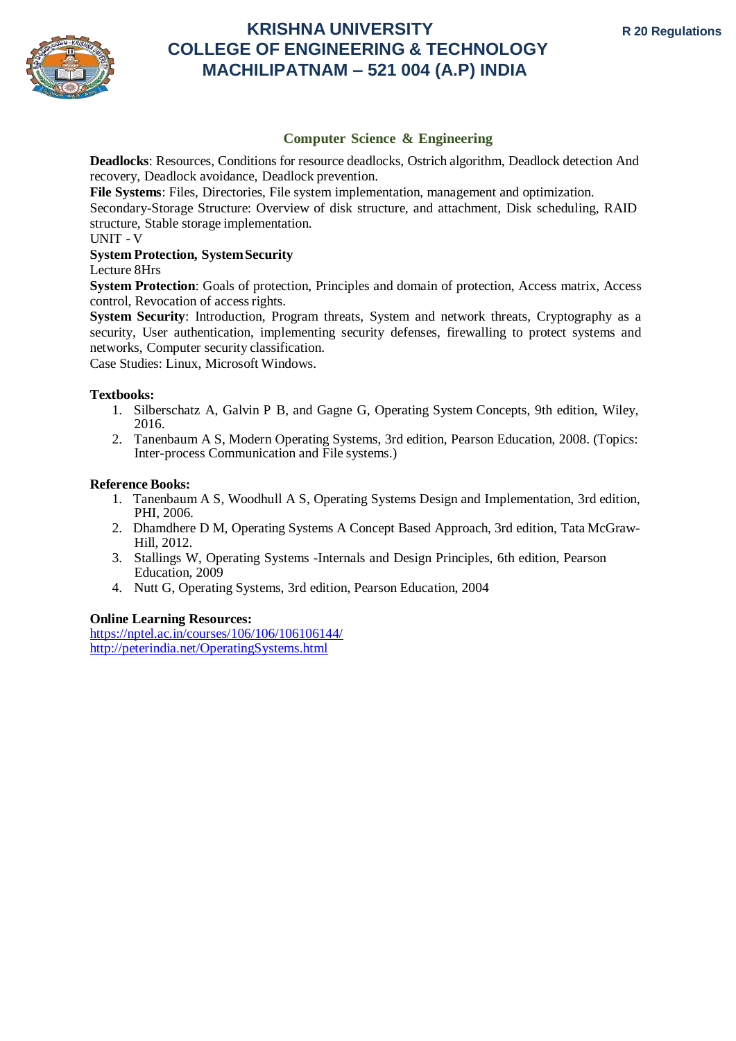**Deadlocks**: Resources, Conditions for resource deadlocks, Ostrich algorithm, Deadlock detection And recovery, Deadlock avoidance, Deadlock prevention.

**File Systems**: Files, Directories, File system implementation, management and optimization.

Secondary-Storage Structure: Overview of disk structure, and attachment, Disk scheduling, RAID structure, Stable storage implementation.

UNIT - V

**System Protection, System Security**

Lecture 8Hrs

**System Protection**: Goals of protection, Principles and domain of protection, Access matrix, Access control, Revocation of access rights.

**System Security**: Introduction, Program threats, System and network threats, Cryptography as a security, User authentication, implementing security defenses, firewalling to protect systems and networks, Computer security classification.

Case Studies: Linux, Microsoft Windows.

**Textbooks:**

1. Silberschatz A, Galvin P B, and Gagne G, Operating System Concepts, 9th edition, Wiley, 2016.
2. Tanenbaum A S, Modern Operating Systems, 3rd edition, Pearson Education, 2008. (Topics: Inter-process Communication and File systems.)

**Reference Books:**

1. Tanenbaum A S, Woodhull A S, Operating Systems Design and Implementation, 3rd edition, PHI, 2006.
2. Dhamdhere D M, Operating Systems A Concept Based Approach, 3rd edition, Tata McGraw-Hill, 2012.
3. Stallings W, Operating Systems -Internals and Design Principles, 6th edition, Pearson Education, 2009
4. Nutt G, Operating Systems, 3rd edition, Pearson Education, 2004

**Online Learning Resources:**

https://nptel.ac.in/courses/106/106/106106144/
http://peterindia.net/OperatingSystems.html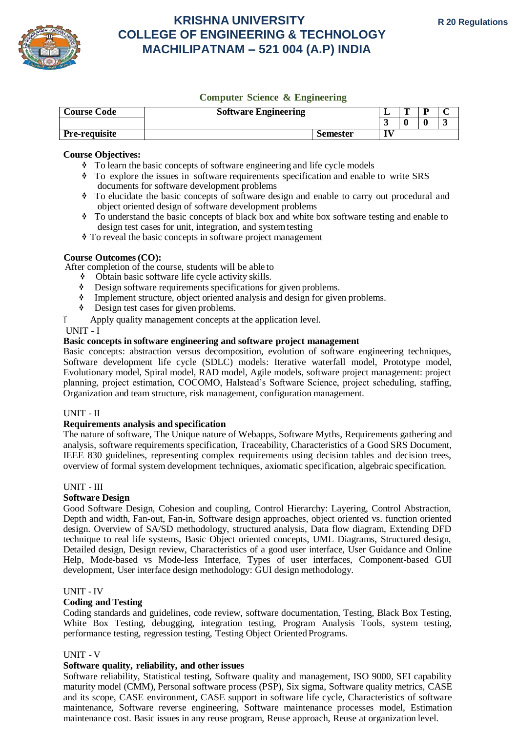# KRISHNA UNIVERSITY
# COLLEGE OF ENGINEERING & TECHNOLOGY
# MACHILIPATNAM – 521 004 (A.P) INDIA

R 20 Regulations

## Computer Science & Engineering

| | | | | | | |
|---|---|---|---|---|---|---|
| **Course Code** | **Software Engineering** | | **L** | **T** | **P** | **C** |
| | | | **3** | **0** | **0** | **3** |
| **Pre-requisite** | | **Semester** | **IV** | | | |

**Course Objectives:**

- To learn the basic concepts of software engineering and life cycle models
- To explore the issues in software requirements specification and enable to write SRS documents for software development problems
- To elucidate the basic concepts of software design and enable to carry out procedural and object oriented design of software development problems
- To understand the basic concepts of black box and white box software testing and enable to design test cases for unit, integration, and system testing
- To reveal the basic concepts in software project management

**Course Outcomes (CO):**

After completion of the course, students will be able to

- Obtain basic software life cycle activity skills.
- Design software requirements specifications for given problems.
- Implement structure, object oriented analysis and design for given problems.
- Design test cases for given problems.
- Apply quality management concepts at the application level.

UNIT - I

**Basic concepts in software engineering and software project management**

Basic concepts: abstraction versus decomposition, evolution of software engineering techniques, Software development life cycle (SDLC) models: Iterative waterfall model, Prototype model, Evolutionary model, Spiral model, RAD model, Agile models, software project management: project planning, project estimation, COCOMO, Halstead's Software Science, project scheduling, staffing, Organization and team structure, risk management, configuration management.

UNIT - II

**Requirements analysis and specification**

The nature of software, The Unique nature of Webapps, Software Myths, Requirements gathering and analysis, software requirements specification, Traceability, Characteristics of a Good SRS Document, IEEE 830 guidelines, representing complex requirements using decision tables and decision trees, overview of formal system development techniques, axiomatic specification, algebraic specification.

UNIT - III

**Software Design**

Good Software Design, Cohesion and coupling, Control Hierarchy: Layering, Control Abstraction, Depth and width, Fan-out, Fan-in, Software design approaches, object oriented vs. function oriented design. Overview of SA/SD methodology, structured analysis, Data flow diagram, Extending DFD technique to real life systems, Basic Object oriented concepts, UML Diagrams, Structured design, Detailed design, Design review, Characteristics of a good user interface, User Guidance and Online Help, Mode-based vs Mode-less Interface, Types of user interfaces, Component-based GUI development, User interface design methodology: GUI design methodology.

UNIT - IV

**Coding and Testing**

Coding standards and guidelines, code review, software documentation, Testing, Black Box Testing, White Box Testing, debugging, integration testing, Program Analysis Tools, system testing, performance testing, regression testing, Testing Object Oriented Programs.

UNIT - V

**Software quality, reliability, and other issues**

Software reliability, Statistical testing, Software quality and management, ISO 9000, SEI capability maturity model (CMM), Personal software process (PSP), Six sigma, Software quality metrics, CASE and its scope, CASE environment, CASE support in software life cycle, Characteristics of software maintenance, Software reverse engineering, Software maintenance processes model, Estimation maintenance cost. Basic issues in any reuse program, Reuse approach, Reuse at organization level.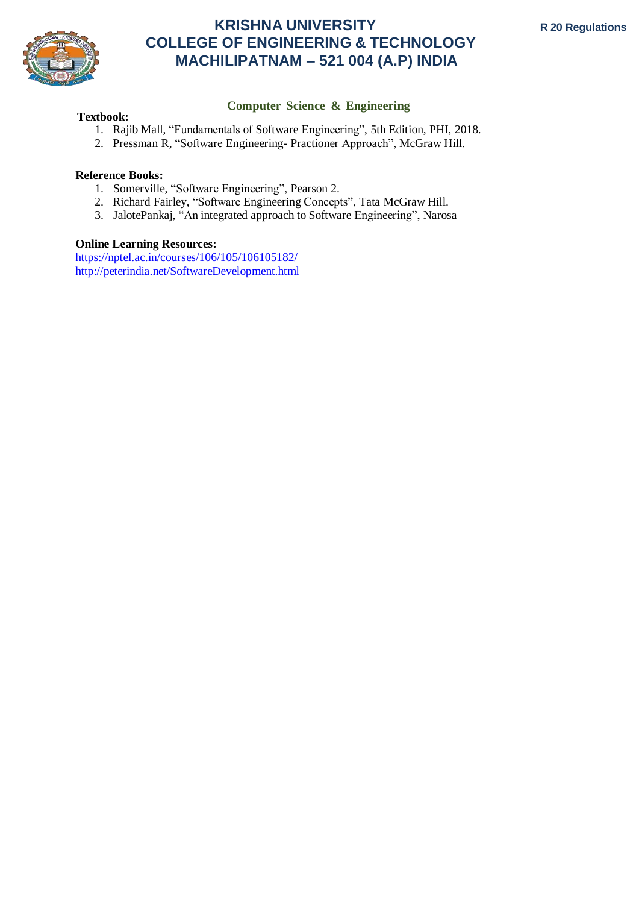**Computer Science & Engineering**

**Textbook:**

1. Rajib Mall, “Fundamentals of Software Engineering”, 5th Edition, PHI, 2018.
2. Pressman R, “Software Engineering- Practioner Approach”, McGraw Hill.

**Reference Books:**

1. Somerville, “Software Engineering”, Pearson 2.
2. Richard Fairley, “Software Engineering Concepts”, Tata McGraw Hill.
3. JalotePankaj, “An integrated approach to Software Engineering”, Narosa

**Online Learning Resources:**

https://nptel.ac.in/courses/106/105/106105182/

http://peterindia.net/SoftwareDevelopment.html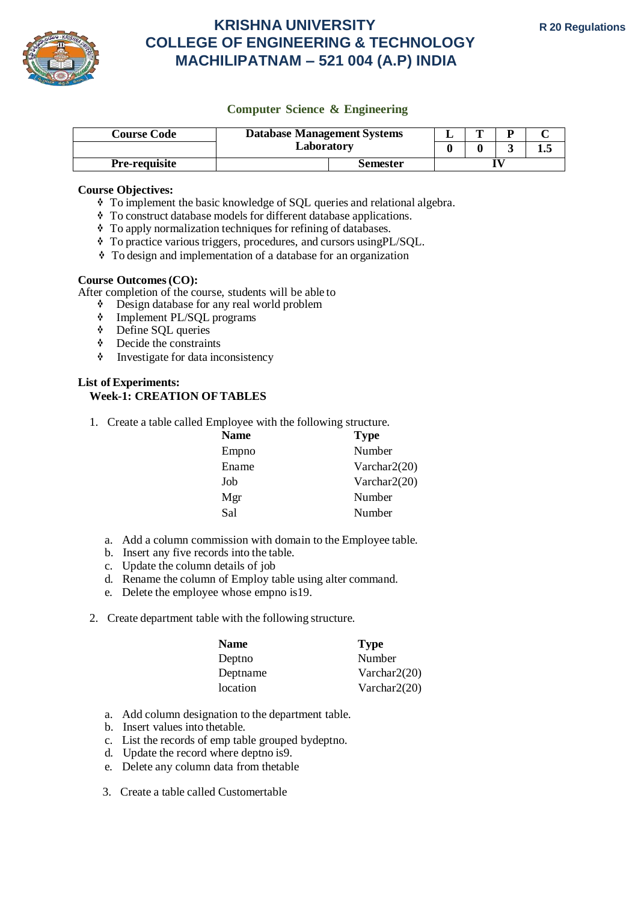# KRISHNA UNIVERSITY
# COLLEGE OF ENGINEERING & TECHNOLOGY
# MACHILIPATNAM – 521 004 (A.P) INDIA

R 20 Regulations

## Computer Science & Engineering

| Course Code | Database Management Systems Laboratory | | L | T | P | C |
|---|---|---|---|---|---|---|
| | | | 0 | 0 | 3 | 1.5 |
| Pre-requisite | | Semester | IV | | | |

**Course Objectives:**

- To implement the basic knowledge of SQL queries and relational algebra.
- To construct database models for different database applications.
- To apply normalization techniques for refining of databases.
- To practice various triggers, procedures, and cursors usingPL/SQL.
- To design and implementation of a database for an organization

**Course Outcomes (CO):**

After completion of the course, students will be able to

- Design database for any real world problem
- Implement PL/SQL programs
- Define SQL queries
- Decide the constraints
- Investigate for data inconsistency

**List of Experiments:**

**Week-1: CREATION OF TABLES**

1. Create a table called Employee with the following structure.

| **Name** | **Type** |
|---|---|
| Empno | Number |
| Ename | Varchar2(20) |
| Job | Varchar2(20) |
| Mgr | Number |
| Sal | Number |

   a. Add a column commission with domain to the Employee table.
   b. Insert any five records into the table.
   c. Update the column details of job
   d. Rename the column of Employ table using alter command.
   e. Delete the employee whose empno is19.

2. Create department table with the following structure.

| **Name** | **Type** |
|---|---|
| Deptno | Number |
| Deptname | Varchar2(20) |
| location | Varchar2(20) |

   a. Add column designation to the department table.
   b. Insert values into thetable.
   c. List the records of emp table grouped bydeptno.
   d. Update the record where deptno is9.
   e. Delete any column data from thetable

3. Create a table called Customertable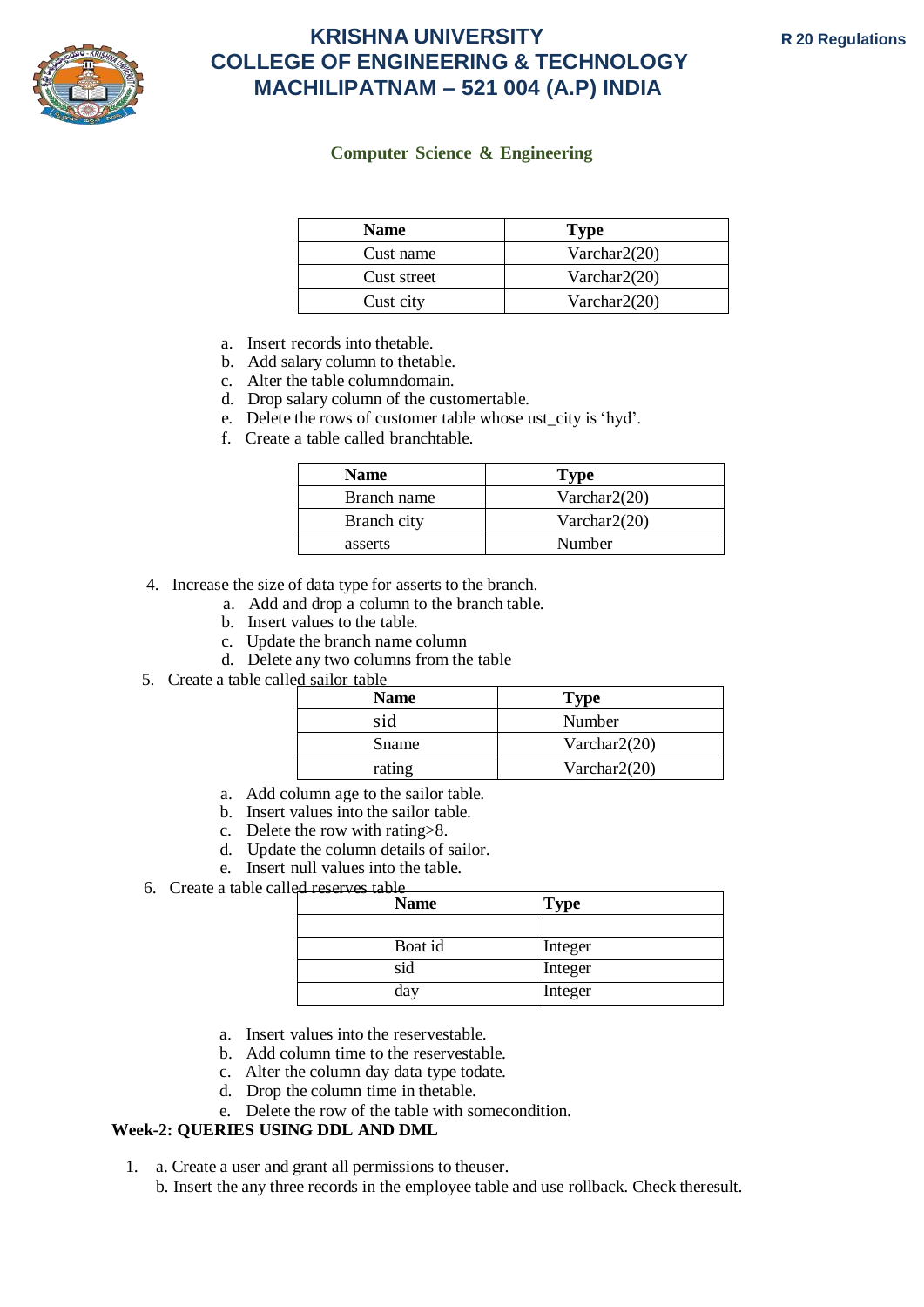Computer Science & Engineering

| Name | Type |
|---|---|
| Cust name | Varchar2(20) |
| Cust street | Varchar2(20) |
| Cust city | Varchar2(20) |

a. Insert records into thetable.
b. Add salary column to thetable.
c. Alter the table columndomain.
d. Drop salary column of the customertable.
e. Delete the rows of customer table whose ust_city is 'hyd'.
f. Create a table called branchtable.

| Name | Type |
|---|---|
| Branch name | Varchar2(20) |
| Branch city | Varchar2(20) |
| asserts | Number |

4. Increase the size of data type for asserts to the branch.
   a. Add and drop a column to the branch table.
   b. Insert values to the table.
   c. Update the branch name column
   d. Delete any two columns from the table
5. Create a table called sailor table

| Name | Type |
|---|---|
| sid | Number |
| Sname | Varchar2(20) |
| rating | Varchar2(20) |

   a. Add column age to the sailor table.
   b. Insert values into the sailor table.
   c. Delete the row with rating>8.
   d. Update the column details of sailor.
   e. Insert null values into the table.
6. Create a table called reserves table

| Name | Type |
|---|---|
| | |
| Boat id | Integer |
| sid | Integer |
| day | Integer |

   a. Insert values into the reservestable.
   b. Add column time to the reservestable.
   c. Alter the column day data type todate.
   d. Drop the column time in thetable.
   e. Delete the row of the table with somecondition.

**Week-2: QUERIES USING DDL AND DML**

1. a. Create a user and grant all permissions to theuser.
   b. Insert the any three records in the employee table and use rollback. Check theresult.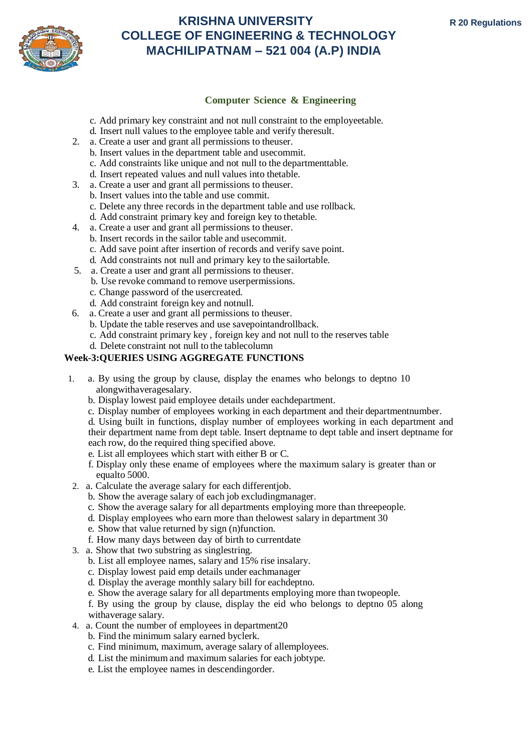Computer Science & Engineering

c. Add primary key constraint and not null constraint to the employeetable.
d. Insert null values to the employee table and verify theresult.

2. a. Create a user and grant all permissions to theuser.
   b. Insert values in the department table and usecommit.
   c. Add constraints like unique and not null to the departmenttable.
   d. Insert repeated values and null values into thetable.
3. a. Create a user and grant all permissions to theuser.
   b. Insert values into the table and use commit.
   c. Delete any three records in the department table and use rollback.
   d. Add constraint primary key and foreign key to thetable.
4. a. Create a user and grant all permissions to theuser.
   b. Insert records in the sailor table and usecommit.
   c. Add save point after insertion of records and verify save point.
   d. Add constraints not null and primary key to the sailortable.
5. a. Create a user and grant all permissions to theuser.
   b. Use revoke command to remove userpermissions.
   c. Change password of the usercreated.
   d. Add constraint foreign key and notnull.
6. a. Create a user and grant all permissions to theuser.
   b. Update the table reserves and use savepointandrollback.
   c. Add constraint primary key , foreign key and not null to the reserves table
   d. Delete constraint not null to the tablecolumn

**Week-3:QUERIES USING AGGREGATE FUNCTIONS**

1. a. By using the group by clause, display the enames who belongs to deptno 10 alongwithaveragesalary.
   b. Display lowest paid employee details under eachdepartment.
   c. Display number of employees working in each department and their departmentnumber.
   d. Using built in functions, display number of employees working in each department and their department name from dept table. Insert deptname to dept table and insert deptname for each row, do the required thing specified above.
   e. List all employees which start with either B or C.
   f. Display only these ename of employees where the maximum salary is greater than or equalto 5000.
2. a. Calculate the average salary for each differentjob.
   b. Show the average salary of each job excludingmanager.
   c. Show the average salary for all departments employing more than threepeople.
   d. Display employees who earn more than thelowest salary in department 30
   e. Show that value returned by sign (n)function.
   f. How many days between day of birth to currentdate
3. a. Show that two substring as singlestring.
   b. List all employee names, salary and 15% rise insalary.
   c. Display lowest paid emp details under eachmanager
   d. Display the average monthly salary bill for eachdeptno.
   e. Show the average salary for all departments employing more than twopeople.
   f. By using the group by clause, display the eid who belongs to deptno 05 along withaverage salary.
4. a. Count the number of employees in department20
   b. Find the minimum salary earned byclerk.
   c. Find minimum, maximum, average salary of allemployees.
   d. List the minimum and maximum salaries for each jobtype.
   e. List the employee names in descendingorder.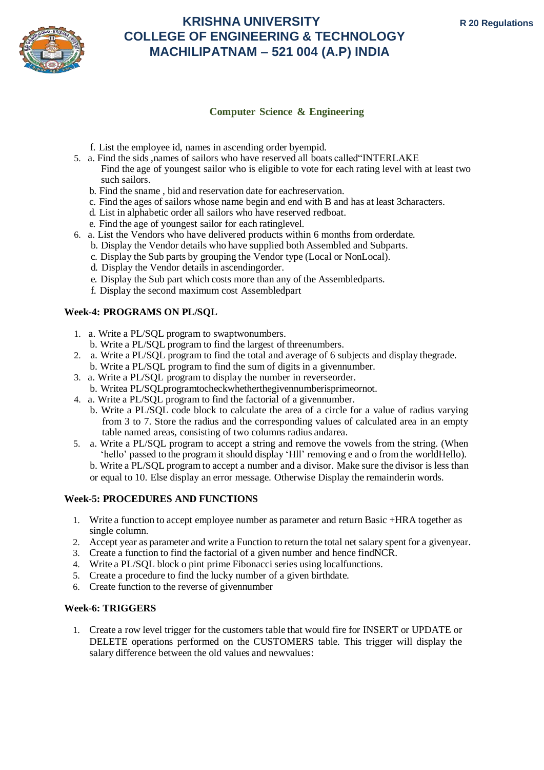f. List the employee id, names in ascending order byempid.

5. a. Find the sids ,names of sailors who have reserved all boats called“INTERLAKE
   Find the age of youngest sailor who is eligible to vote for each rating level with at least two such sailors.
   b. Find the sname , bid and reservation date for eachreservation.
   c. Find the ages of sailors whose name begin and end with B and has at least 3characters.
   d. List in alphabetic order all sailors who have reserved redboat.
   e. Find the age of youngest sailor for each ratinglevel.
6. a. List the Vendors who have delivered products within 6 months from orderdate.
   b. Display the Vendor details who have supplied both Assembled and Subparts.
   c. Display the Sub parts by grouping the Vendor type (Local or NonLocal).
   d. Display the Vendor details in ascendingorder.
   e. Display the Sub part which costs more than any of the Assembledparts.
   f. Display the second maximum cost Assembledpart

**Week-4: PROGRAMS ON PL/SQL**

1. a. Write a PL/SQL program to swaptwonumbers.
   b. Write a PL/SQL program to find the largest of threenumbers.
2. a. Write a PL/SQL program to find the total and average of 6 subjects and display thegrade.
   b. Write a PL/SQL program to find the sum of digits in a givennumber.
3. a. Write a PL/SQL program to display the number in reverseorder.
   b. Writea PL/SQLprogramtocheckwhetherthegivennumberisprimeornot.
4. a. Write a PL/SQL program to find the factorial of a givennumber.
   b. Write a PL/SQL code block to calculate the area of a circle for a value of radius varying from 3 to 7. Store the radius and the corresponding values of calculated area in an empty table named areas, consisting of two columns radius andarea.
5. a. Write a PL/SQL program to accept a string and remove the vowels from the string. (When ‘hello’ passed to the program it should display ‘Hll’ removing e and o from the worldHello).
   b. Write a PL/SQL program to accept a number and a divisor. Make sure the divisor is less than or equal to 10. Else display an error message. Otherwise Display the remainderin words.

**Week-5: PROCEDURES AND FUNCTIONS**

1. Write a function to accept employee number as parameter and return Basic +HRA together as single column.
2. Accept year as parameter and write a Function to return the total net salary spent for a givenyear.
3. Create a function to find the factorial of a given number and hence findNCR.
4. Write a PL/SQL block o pint prime Fibonacci series using localfunctions.
5. Create a procedure to find the lucky number of a given birthdate.
6. Create function to the reverse of givennumber

**Week-6: TRIGGERS**

1. Create a row level trigger for the customers table that would fire for INSERT or UPDATE or DELETE operations performed on the CUSTOMERS table. This trigger will display the salary difference between the old values and newvalues: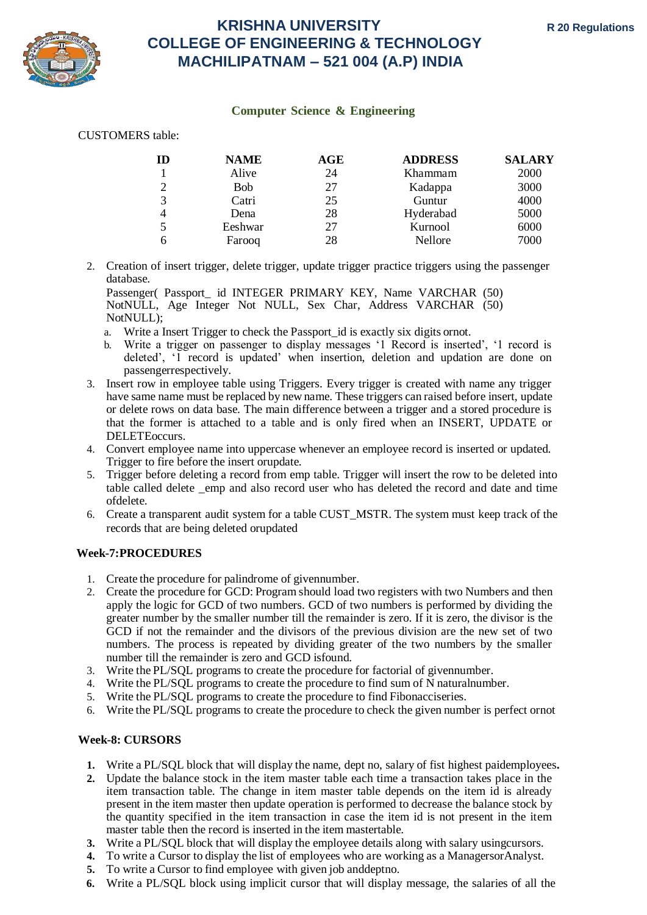Computer Science & Engineering

CUSTOMERS table:

| ID | NAME | AGE | ADDRESS | SALARY |
|---|---|---|---|---|
| 1 | Alive | 24 | Khammam | 2000 |
| 2 | Bob | 27 | Kadappa | 3000 |
| 3 | Catri | 25 | Guntur | 4000 |
| 4 | Dena | 28 | Hyderabad | 5000 |
| 5 | Eeshwar | 27 | Kurnool | 6000 |
| 6 | Farooq | 28 | Nellore | 7000 |

2. Creation of insert trigger, delete trigger, update trigger practice triggers using the passenger database.
   Passenger( Passport_ id INTEGER PRIMARY KEY, Name VARCHAR (50) NotNULL, Age Integer Not NULL, Sex Char, Address VARCHAR (50) NotNULL);
   a. Write a Insert Trigger to check the Passport_id is exactly six digits ornot.
   b. Write a trigger on passenger to display messages '1 Record is inserted', '1 record is deleted', '1 record is updated' when insertion, deletion and updation are done on passengerrespectively.
3. Insert row in employee table using Triggers. Every trigger is created with name any trigger have same name must be replaced by new name. These triggers can raised before insert, update or delete rows on data base. The main difference between a trigger and a stored procedure is that the former is attached to a table and is only fired when an INSERT, UPDATE or DELETEoccurs.
4. Convert employee name into uppercase whenever an employee record is inserted or updated. Trigger to fire before the insert orupdate.
5. Trigger before deleting a record from emp table. Trigger will insert the row to be deleted into table called delete _emp and also record user who has deleted the record and date and time ofdelete.
6. Create a transparent audit system for a table CUST_MSTR. The system must keep track of the records that are being deleted orupdated

### Week-7:PROCEDURES

1. Create the procedure for palindrome of givennumber.
2. Create the procedure for GCD: Program should load two registers with two Numbers and then apply the logic for GCD of two numbers. GCD of two numbers is performed by dividing the greater number by the smaller number till the remainder is zero. If it is zero, the divisor is the GCD if not the remainder and the divisors of the previous division are the new set of two numbers. The process is repeated by dividing greater of the two numbers by the smaller number till the remainder is zero and GCD isfound.
3. Write the PL/SQL programs to create the procedure for factorial of givennumber.
4. Write the PL/SQL programs to create the procedure to find sum of N naturalnumber.
5. Write the PL/SQL programs to create the procedure to find Fibonacciseries.
6. Write the PL/SQL programs to create the procedure to check the given number is perfect ornot

### Week-8: CURSORS

1. Write a PL/SQL block that will display the name, dept no, salary of fist highest paidemployees.
2. Update the balance stock in the item master table each time a transaction takes place in the item transaction table. The change in item master table depends on the item id is already present in the item master then update operation is performed to decrease the balance stock by the quantity specified in the item transaction in case the item id is not present in the item master table then the record is inserted in the item mastertable.
3. Write a PL/SQL block that will display the employee details along with salary usingcursors.
4. To write a Cursor to display the list of employees who are working as a ManagersorAnalyst.
5. To write a Cursor to find employee with given job anddeptno.
6. Write a PL/SQL block using implicit cursor that will display message, the salaries of all the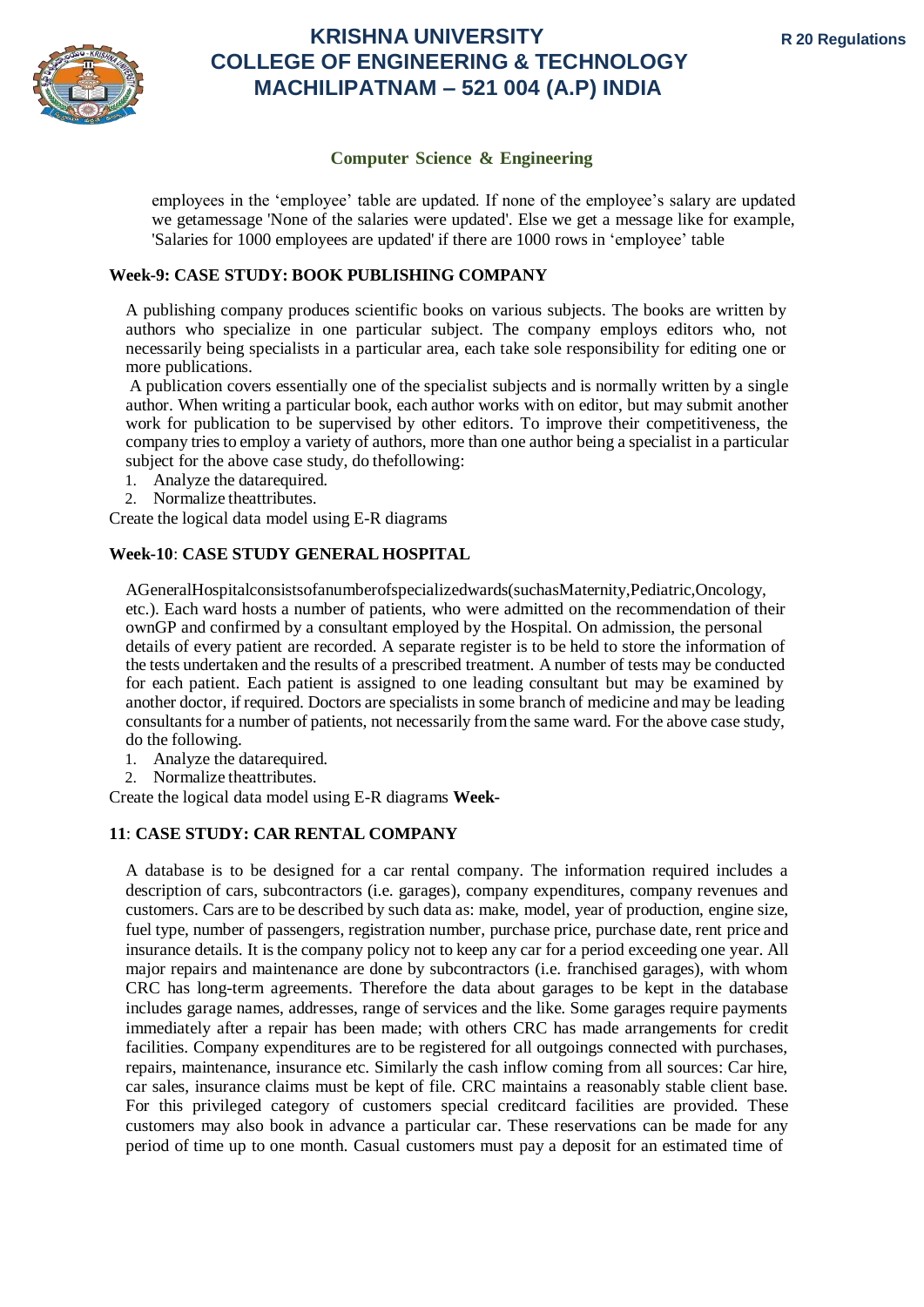employees in the 'employee' table are updated. If none of the employee's salary are updated we getamessage 'None of the salaries were updated'. Else we get a message like for example, 'Salaries for 1000 employees are updated' if there are 1000 rows in 'employee' table

**Week-9: CASE STUDY: BOOK PUBLISHING COMPANY**

A publishing company produces scientific books on various subjects. The books are written by authors who specialize in one particular subject. The company employs editors who, not necessarily being specialists in a particular area, each take sole responsibility for editing one or more publications.

A publication covers essentially one of the specialist subjects and is normally written by a single author. When writing a particular book, each author works with on editor, but may submit another work for publication to be supervised by other editors. To improve their competitiveness, the company tries to employ a variety of authors, more than one author being a specialist in a particular subject for the above case study, do thefollowing:

1. Analyze the datarequired.
2. Normalize theattributes.

Create the logical data model using E-R diagrams

**Week-10**: **CASE STUDY GENERAL HOSPITAL**

AGeneralHospitalconsistsofanumberofspecializedwards(suchasMaternity,Pediatric,Oncology, etc.). Each ward hosts a number of patients, who were admitted on the recommendation of their ownGP and confirmed by a consultant employed by the Hospital. On admission, the personal details of every patient are recorded. A separate register is to be held to store the information of the tests undertaken and the results of a prescribed treatment. A number of tests may be conducted for each patient. Each patient is assigned to one leading consultant but may be examined by another doctor, if required. Doctors are specialists in some branch of medicine and may be leading consultants for a number of patients, not necessarily from the same ward. For the above case study, do the following.

1. Analyze the datarequired.
2. Normalize theattributes.

Create the logical data model using E-R diagrams **Week-**

**11**: **CASE STUDY: CAR RENTAL COMPANY**

A database is to be designed for a car rental company. The information required includes a description of cars, subcontractors (i.e. garages), company expenditures, company revenues and customers. Cars are to be described by such data as: make, model, year of production, engine size, fuel type, number of passengers, registration number, purchase price, purchase date, rent price and insurance details. It is the company policy not to keep any car for a period exceeding one year. All major repairs and maintenance are done by subcontractors (i.e. franchised garages), with whom CRC has long-term agreements. Therefore the data about garages to be kept in the database includes garage names, addresses, range of services and the like. Some garages require payments immediately after a repair has been made; with others CRC has made arrangements for credit facilities. Company expenditures are to be registered for all outgoings connected with purchases, repairs, maintenance, insurance etc. Similarly the cash inflow coming from all sources: Car hire, car sales, insurance claims must be kept of file. CRC maintains a reasonably stable client base. For this privileged category of customers special creditcard facilities are provided. These customers may also book in advance a particular car. These reservations can be made for any period of time up to one month. Casual customers must pay a deposit for an estimated time of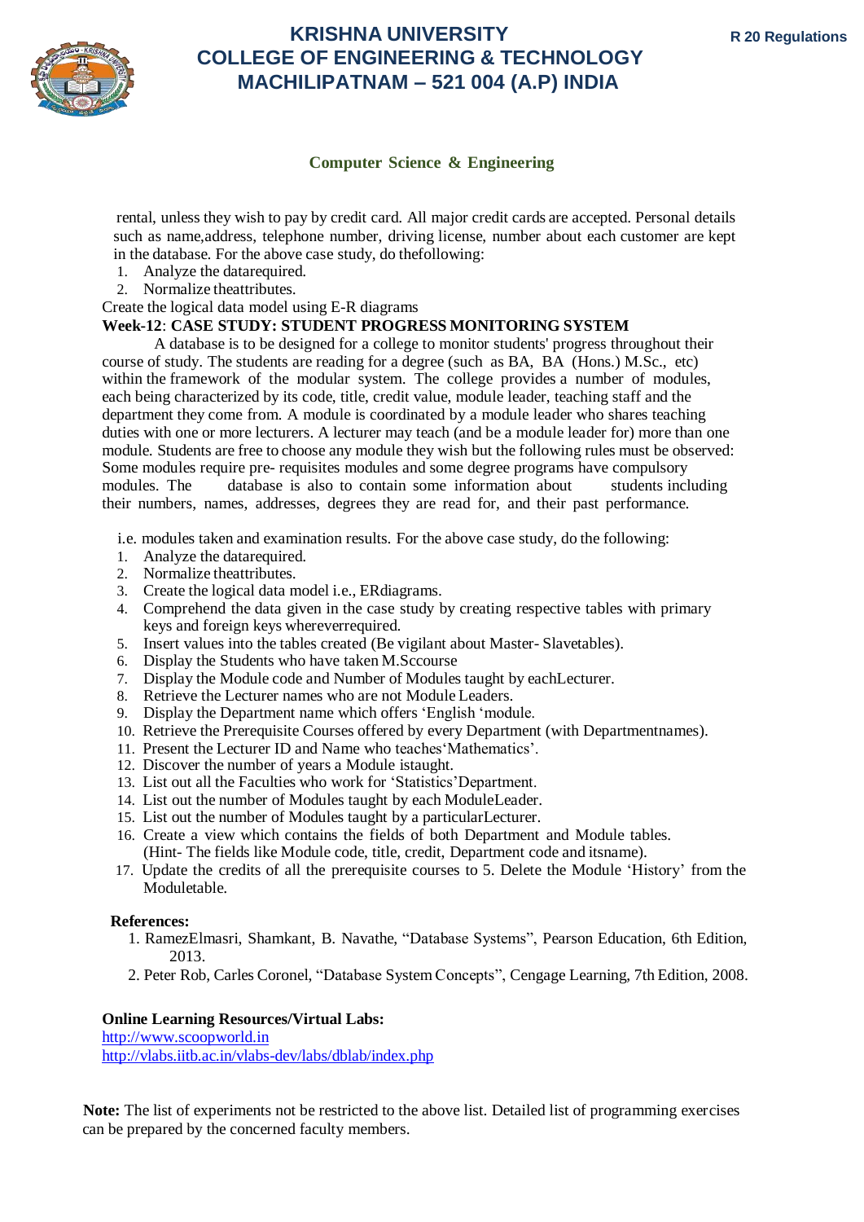rental, unless they wish to pay by credit card. All major credit cards are accepted. Personal details such as name,address, telephone number, driving license, number about each customer are kept in the database. For the above case study, do thefollowing:

1. Analyze the datarequired.
2. Normalize theattributes.

Create the logical data model using E-R diagrams

**Week-12**: **CASE STUDY: STUDENT PROGRESS MONITORING SYSTEM**

A database is to be designed for a college to monitor students' progress throughout their course of study. The students are reading for a degree (such as BA, BA (Hons.) M.Sc., etc) within the framework of the modular system. The college provides a number of modules, each being characterized by its code, title, credit value, module leader, teaching staff and the department they come from. A module is coordinated by a module leader who shares teaching duties with one or more lecturers. A lecturer may teach (and be a module leader for) more than one module. Students are free to choose any module they wish but the following rules must be observed: Some modules require pre- requisites modules and some degree programs have compulsory modules. The database is also to contain some information about students including their numbers, names, addresses, degrees they are read for, and their past performance.

i.e. modules taken and examination results. For the above case study, do the following:

1. Analyze the datarequired.
2. Normalize theattributes.
3. Create the logical data model i.e., ERdiagrams.
4. Comprehend the data given in the case study by creating respective tables with primary keys and foreign keys whereverrequired.
5. Insert values into the tables created (Be vigilant about Master- Slavetables).
6. Display the Students who have taken M.Sccourse
7. Display the Module code and Number of Modules taught by eachLecturer.
8. Retrieve the Lecturer names who are not Module Leaders.
9. Display the Department name which offers 'English 'module.
10. Retrieve the Prerequisite Courses offered by every Department (with Departmentnames).
11. Present the Lecturer ID and Name who teaches'Mathematics'.
12. Discover the number of years a Module istaught.
13. List out all the Faculties who work for 'Statistics'Department.
14. List out the number of Modules taught by each ModuleLeader.
15. List out the number of Modules taught by a particularLecturer.
16. Create a view which contains the fields of both Department and Module tables. (Hint- The fields like Module code, title, credit, Department code and itsname).
17. Update the credits of all the prerequisite courses to 5. Delete the Module 'History' from the Moduletable.

**References:**

1. RamezElmasri, Shamkant, B. Navathe, "Database Systems", Pearson Education, 6th Edition, 2013.
2. Peter Rob, Carles Coronel, "Database System Concepts", Cengage Learning, 7th Edition, 2008.

**Online Learning Resources/Virtual Labs:**

http://www.scoopworld.in
http://vlabs.iitb.ac.in/vlabs-dev/labs/dblab/index.php

**Note:** The list of experiments not be restricted to the above list. Detailed list of programming exercises can be prepared by the concerned faculty members.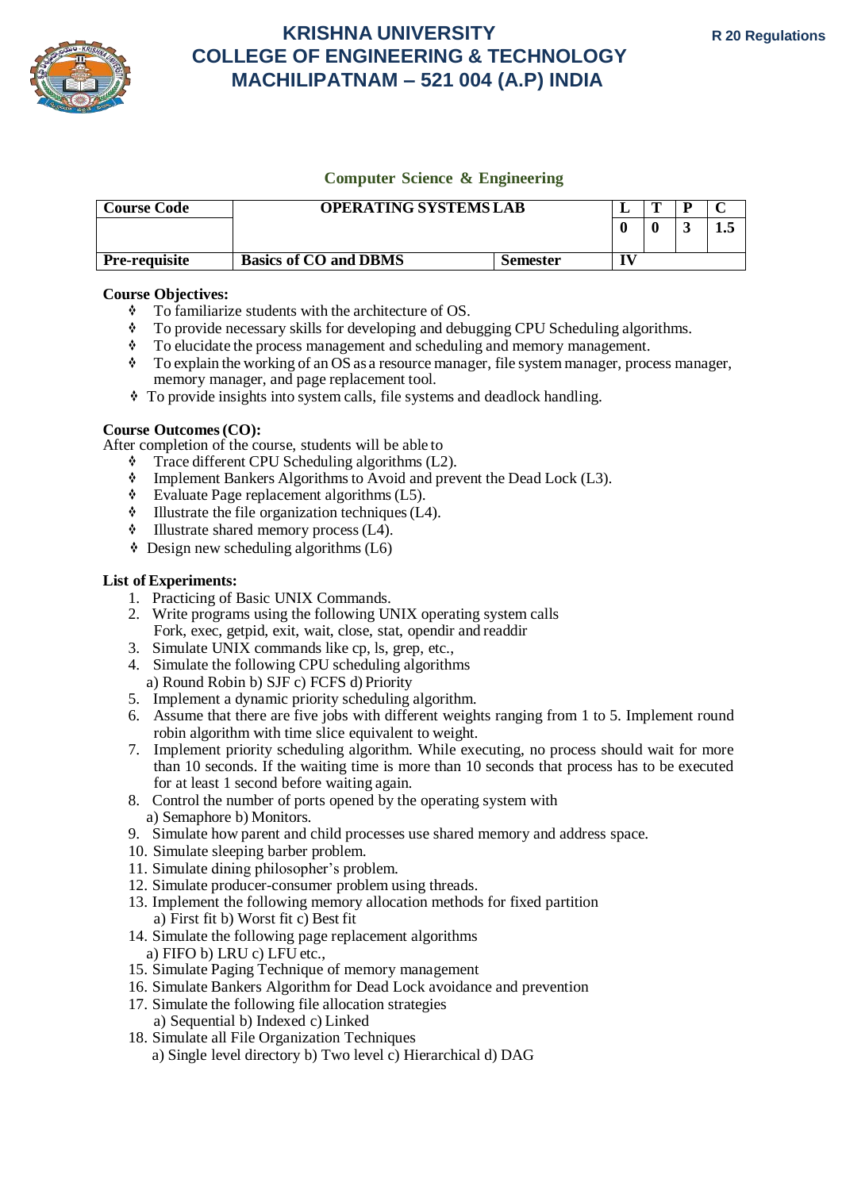# KRISHNA UNIVERSITY
# COLLEGE OF ENGINEERING & TECHNOLOGY
# MACHILIPATNAM – 521 004 (A.P) INDIA

**R 20 Regulations**

## Computer Science & Engineering

| Course Code | OPERATING SYSTEMS LAB | | L | T | P | C |
|---|---|---|---|---|---|---|
| | | | 0 | 0 | 3 | 1.5 |
| Pre-requisite | Basics of CO and DBMS | Semester | IV | | | |

**Course Objectives:**

- To familiarize students with the architecture of OS.
- To provide necessary skills for developing and debugging CPU Scheduling algorithms.
- To elucidate the process management and scheduling and memory management.
- To explain the working of an OS as a resource manager, file system manager, process manager, memory manager, and page replacement tool.
- To provide insights into system calls, file systems and deadlock handling.

**Course Outcomes (CO):**

After completion of the course, students will be able to

- Trace different CPU Scheduling algorithms (L2).
- Implement Bankers Algorithms to Avoid and prevent the Dead Lock (L3).
- Evaluate Page replacement algorithms (L5).
- Illustrate the file organization techniques (L4).
- Illustrate shared memory process (L4).
- Design new scheduling algorithms (L6)

**List of Experiments:**

1. Practicing of Basic UNIX Commands.
2. Write programs using the following UNIX operating system calls
   Fork, exec, getpid, exit, wait, close, stat, opendir and readdir
3. Simulate UNIX commands like cp, ls, grep, etc.,
4. Simulate the following CPU scheduling algorithms
   a) Round Robin b) SJF c) FCFS d) Priority
5. Implement a dynamic priority scheduling algorithm.
6. Assume that there are five jobs with different weights ranging from 1 to 5. Implement round robin algorithm with time slice equivalent to weight.
7. Implement priority scheduling algorithm. While executing, no process should wait for more than 10 seconds. If the waiting time is more than 10 seconds that process has to be executed for at least 1 second before waiting again.
8. Control the number of ports opened by the operating system with
   a) Semaphore b) Monitors.
9. Simulate how parent and child processes use shared memory and address space.
10. Simulate sleeping barber problem.
11. Simulate dining philosopher's problem.
12. Simulate producer-consumer problem using threads.
13. Implement the following memory allocation methods for fixed partition
    a) First fit b) Worst fit c) Best fit
14. Simulate the following page replacement algorithms
    a) FIFO b) LRU c) LFU etc.,
15. Simulate Paging Technique of memory management
16. Simulate Bankers Algorithm for Dead Lock avoidance and prevention
17. Simulate the following file allocation strategies
    a) Sequential b) Indexed c) Linked
18. Simulate all File Organization Techniques
    a) Single level directory b) Two level c) Hierarchical d) DAG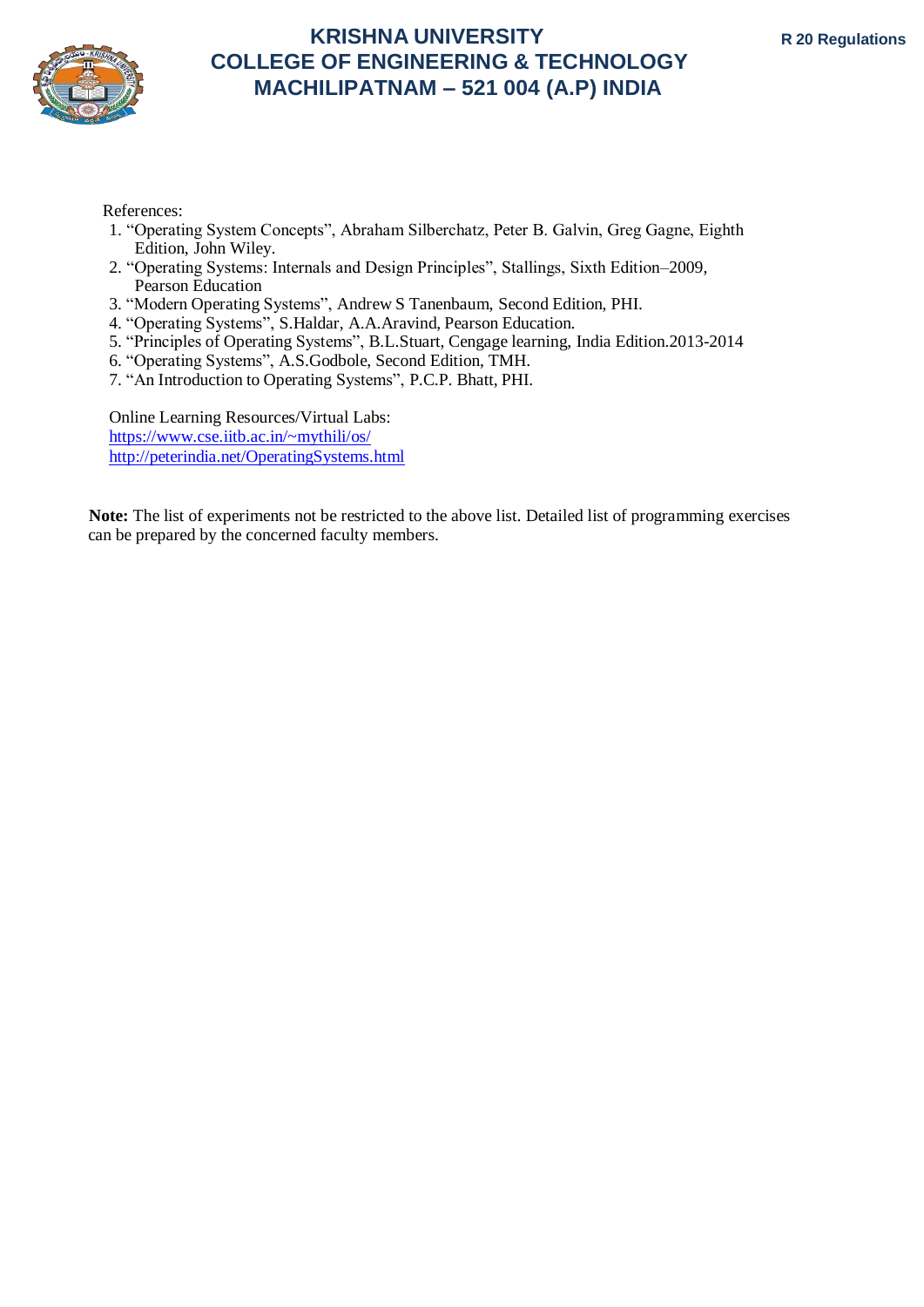References:

1. "Operating System Concepts", Abraham Silberchatz, Peter B. Galvin, Greg Gagne, Eighth Edition, John Wiley.
2. "Operating Systems: Internals and Design Principles", Stallings, Sixth Edition–2009, Pearson Education
3. "Modern Operating Systems", Andrew S Tanenbaum, Second Edition, PHI.
4. "Operating Systems", S.Haldar, A.A.Aravind, Pearson Education.
5. "Principles of Operating Systems", B.L.Stuart, Cengage learning, India Edition.2013-2014
6. "Operating Systems", A.S.Godbole, Second Edition, TMH.
7. "An Introduction to Operating Systems", P.C.P. Bhatt, PHI.

Online Learning Resources/Virtual Labs:
https://www.cse.iitb.ac.in/~mythili/os/
http://peterindia.net/OperatingSystems.html

**Note:** The list of experiments not be restricted to the above list. Detailed list of programming exercises can be prepared by the concerned faculty members.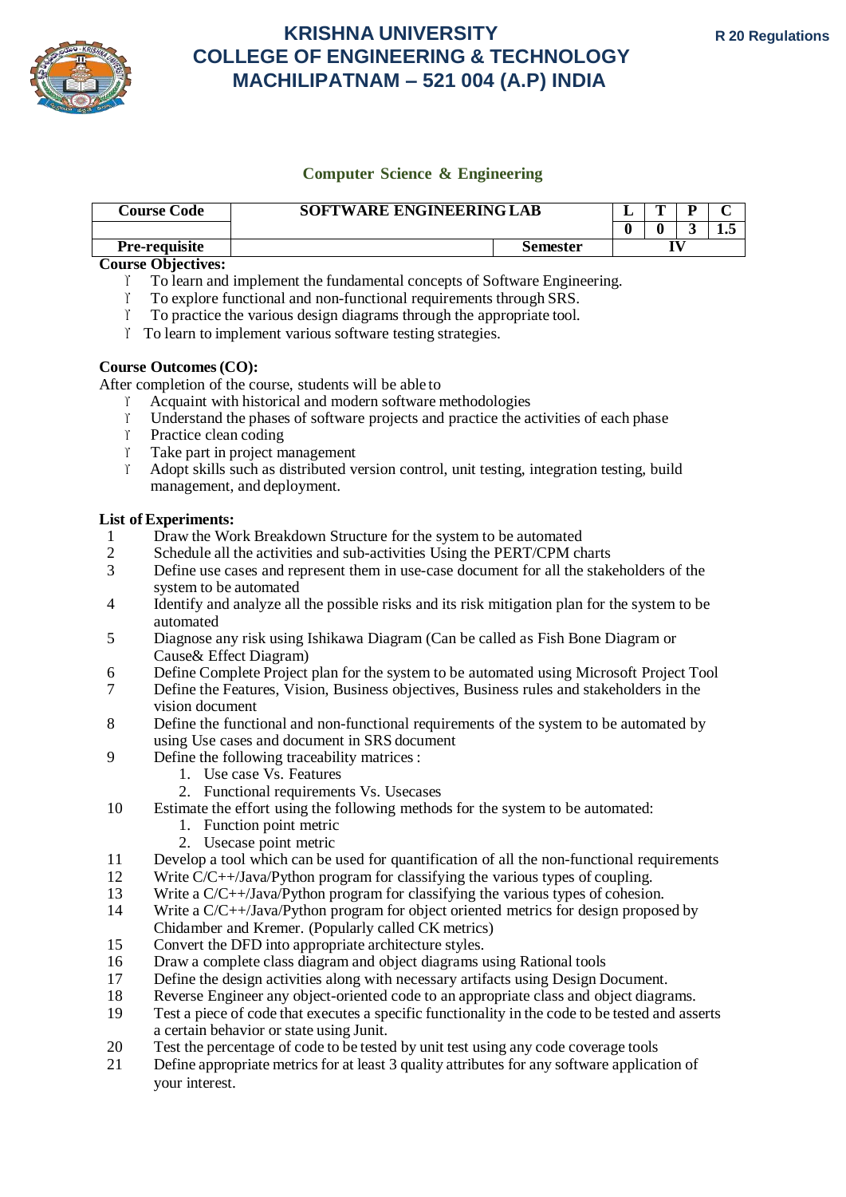# KRISHNA UNIVERSITY
# COLLEGE OF ENGINEERING & TECHNOLOGY
# MACHILIPATNAM – 521 004 (A.P) INDIA

**R 20 Regulations**

## Computer Science & Engineering

| Course Code | SOFTWARE ENGINEERING LAB | | L | T | P | C |
|---|---|---|---|---|---|---|
| | | | 0 | 0 | 3 | 1.5 |
| Pre-requisite | | Semester | IV | | | |

**Course Objectives:**

- To learn and implement the fundamental concepts of Software Engineering.
- To explore functional and non-functional requirements through SRS.
- To practice the various design diagrams through the appropriate tool.
- To learn to implement various software testing strategies.

**Course Outcomes (CO):**

After completion of the course, students will be able to

- Acquaint with historical and modern software methodologies
- Understand the phases of software projects and practice the activities of each phase
- Practice clean coding
- Take part in project management
- Adopt skills such as distributed version control, unit testing, integration testing, build management, and deployment.

**List of Experiments:**

1. Draw the Work Breakdown Structure for the system to be automated
2. Schedule all the activities and sub-activities Using the PERT/CPM charts
3. Define use cases and represent them in use-case document for all the stakeholders of the system to be automated
4. Identify and analyze all the possible risks and its risk mitigation plan for the system to be automated
5. Diagnose any risk using Ishikawa Diagram (Can be called as Fish Bone Diagram or Cause& Effect Diagram)
6. Define Complete Project plan for the system to be automated using Microsoft Project Tool
7. Define the Features, Vision, Business objectives, Business rules and stakeholders in the vision document
8. Define the functional and non-functional requirements of the system to be automated by using Use cases and document in SRS document
9. Define the following traceability matrices :
   1. Use case Vs. Features
   2. Functional requirements Vs. Usecases
10. Estimate the effort using the following methods for the system to be automated:
    1. Function point metric
    2. Usecase point metric
11. Develop a tool which can be used for quantification of all the non-functional requirements
12. Write C/C++/Java/Python program for classifying the various types of coupling.
13. Write a C/C++/Java/Python program for classifying the various types of cohesion.
14. Write a C/C++/Java/Python program for object oriented metrics for design proposed by Chidamber and Kremer. (Popularly called CK metrics)
15. Convert the DFD into appropriate architecture styles.
16. Draw a complete class diagram and object diagrams using Rational tools
17. Define the design activities along with necessary artifacts using Design Document.
18. Reverse Engineer any object-oriented code to an appropriate class and object diagrams.
19. Test a piece of code that executes a specific functionality in the code to be tested and asserts a certain behavior or state using Junit.
20. Test the percentage of code to be tested by unit test using any code coverage tools
21. Define appropriate metrics for at least 3 quality attributes for any software application of your interest.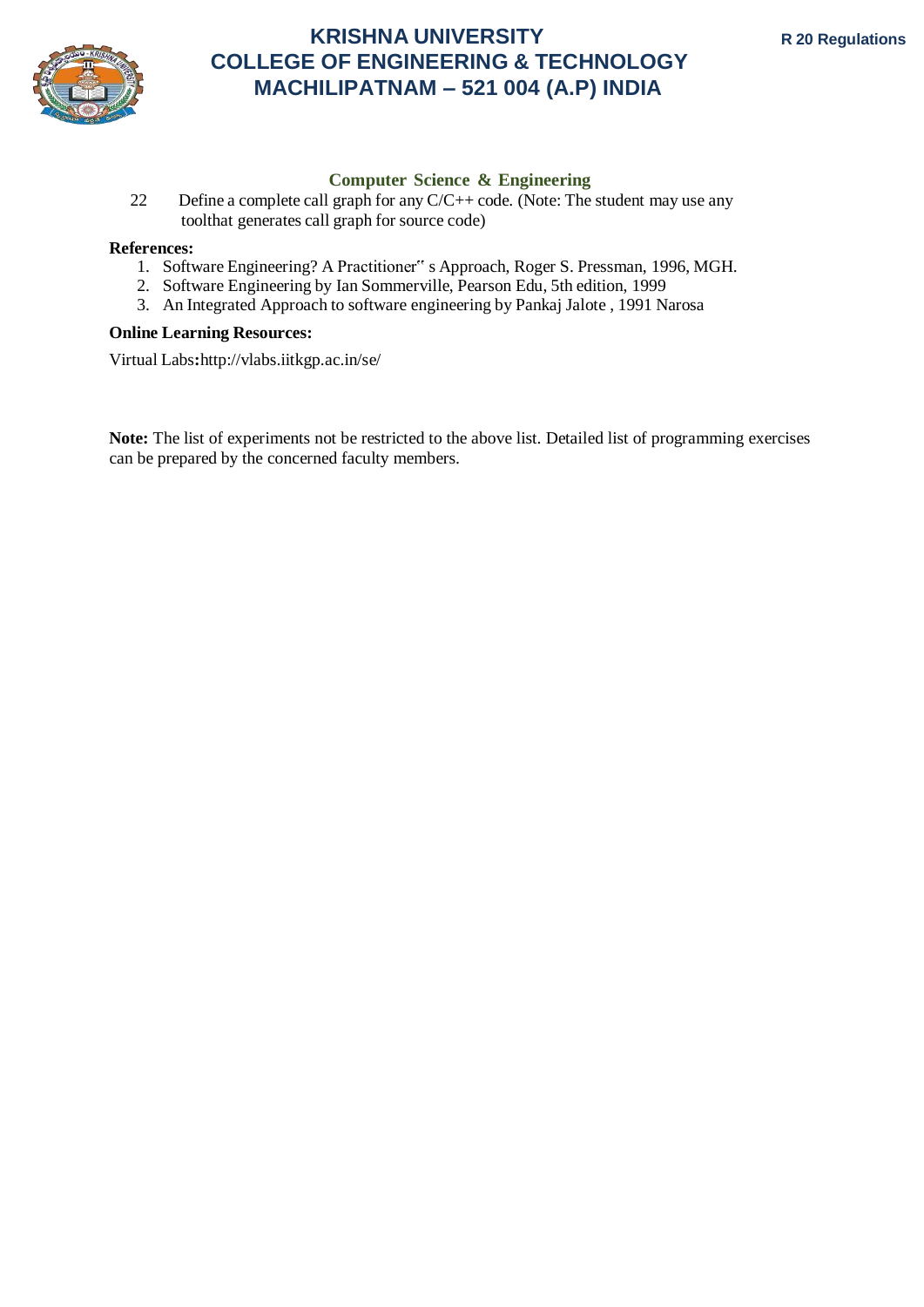### Computer Science & Engineering

22 Define a complete call graph for any C/C++ code. (Note: The student may use any toolthat generates call graph for source code)

**References:**

1. Software Engineering? A Practitioner" s Approach, Roger S. Pressman, 1996, MGH.
2. Software Engineering by Ian Sommerville, Pearson Edu, 5th edition, 1999
3. An Integrated Approach to software engineering by Pankaj Jalote , 1991 Narosa

**Online Learning Resources:**

Virtual Labs**:**http://vlabs.iitkgp.ac.in/se/

**Note:** The list of experiments not be restricted to the above list. Detailed list of programming exercises can be prepared by the concerned faculty members.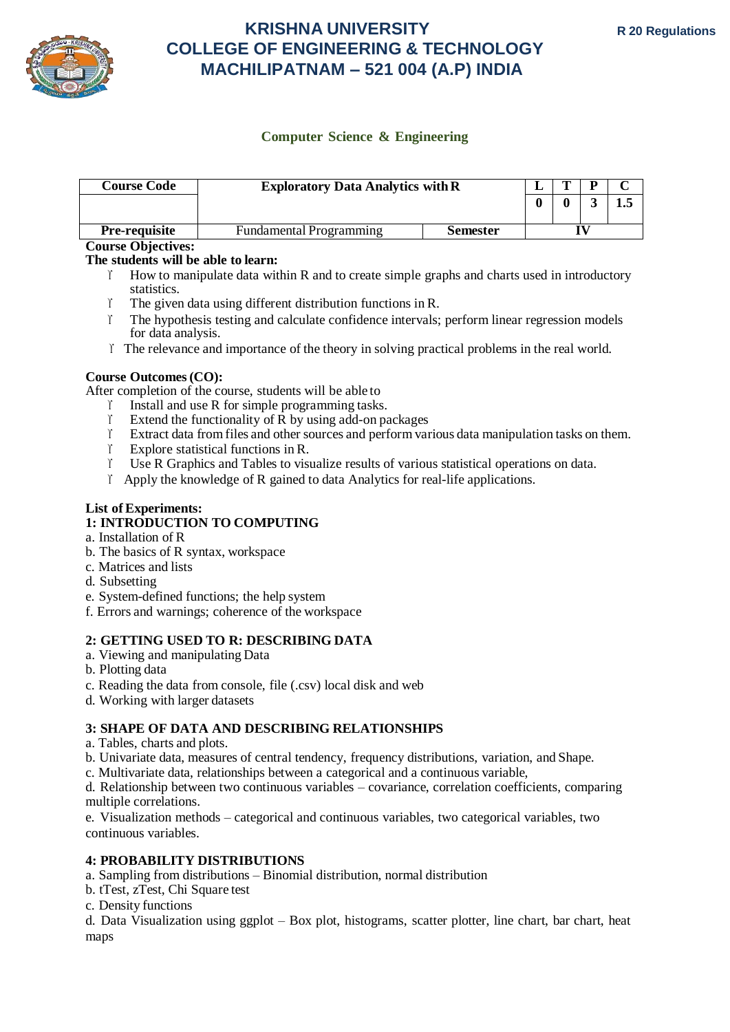# KRISHNA UNIVERSITY
## COLLEGE OF ENGINEERING & TECHNOLOGY
## MACHILIPATNAM – 521 004 (A.P) INDIA

R 20 Regulations

### Computer Science & Engineering

| Course Code | Exploratory Data Analytics with R | | L | T | P | C |
|---|---|---|---|---|---|---|
| | | | 0 | 0 | 3 | 1.5 |
| Pre-requisite | Fundamental Programming | Semester | IV | | | |

**Course Objectives:**

**The students will be able to learn:**

- How to manipulate data within R and to create simple graphs and charts used in introductory statistics.
- The given data using different distribution functions in R.
- The hypothesis testing and calculate confidence intervals; perform linear regression models for data analysis.
- The relevance and importance of the theory in solving practical problems in the real world.

**Course Outcomes (CO):**

After completion of the course, students will be able to

- Install and use R for simple programming tasks.
- Extend the functionality of R by using add-on packages
- Extract data from files and other sources and perform various data manipulation tasks on them.
- Explore statistical functions in R.
- Use R Graphics and Tables to visualize results of various statistical operations on data.
- Apply the knowledge of R gained to data Analytics for real-life applications.

**List of Experiments:**

**1: INTRODUCTION TO COMPUTING**

a. Installation of R
b. The basics of R syntax, workspace
c. Matrices and lists
d. Subsetting
e. System-defined functions; the help system
f. Errors and warnings; coherence of the workspace

**2: GETTING USED TO R: DESCRIBING DATA**

a. Viewing and manipulating Data
b. Plotting data
c. Reading the data from console, file (.csv) local disk and web
d. Working with larger datasets

**3: SHAPE OF DATA AND DESCRIBING RELATIONSHIPS**

a. Tables, charts and plots.
b. Univariate data, measures of central tendency, frequency distributions, variation, and Shape.
c. Multivariate data, relationships between a categorical and a continuous variable,
d. Relationship between two continuous variables – covariance, correlation coefficients, comparing multiple correlations.
e. Visualization methods – categorical and continuous variables, two categorical variables, two continuous variables.

**4: PROBABILITY DISTRIBUTIONS**

a. Sampling from distributions – Binomial distribution, normal distribution
b. tTest, zTest, Chi Square test
c. Density functions
d. Data Visualization using ggplot – Box plot, histograms, scatter plotter, line chart, bar chart, heat maps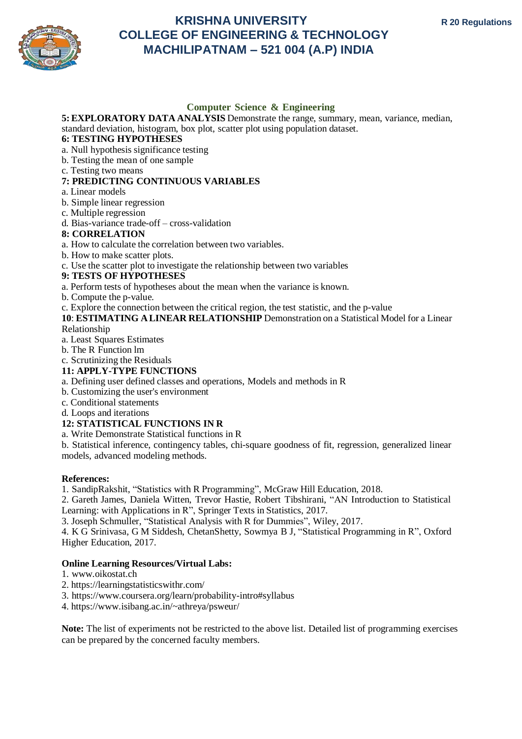**Computer Science & Engineering**

**5: EXPLORATORY DATA ANALYSIS** Demonstrate the range, summary, mean, variance, median, standard deviation, histogram, box plot, scatter plot using population dataset.

**6: TESTING HYPOTHESES**

a. Null hypothesis significance testing

b. Testing the mean of one sample

c. Testing two means

**7: PREDICTING CONTINUOUS VARIABLES**

a. Linear models

b. Simple linear regression

c. Multiple regression

d. Bias-variance trade-off – cross-validation

**8: CORRELATION**

a. How to calculate the correlation between two variables.

b. How to make scatter plots.

c. Use the scatter plot to investigate the relationship between two variables

**9: TESTS OF HYPOTHESES**

a. Perform tests of hypotheses about the mean when the variance is known.

b. Compute the p-value.

c. Explore the connection between the critical region, the test statistic, and the p-value

**10**: **ESTIMATING A LINEAR RELATIONSHIP** Demonstration on a Statistical Model for a Linear Relationship

a. Least Squares Estimates

b. The R Function lm

c. Scrutinizing the Residuals

**11: APPLY-TYPE FUNCTIONS**

a. Defining user defined classes and operations, Models and methods in R

b. Customizing the user's environment

c. Conditional statements

d. Loops and iterations

**12: STATISTICAL FUNCTIONS IN R**

a. Write Demonstrate Statistical functions in R

b. Statistical inference, contingency tables, chi-square goodness of fit, regression, generalized linear models, advanced modeling methods.

**References:**

1. SandipRakshit, "Statistics with R Programming", McGraw Hill Education, 2018.
2. Gareth James, Daniela Witten, Trevor Hastie, Robert Tibshirani, "AN Introduction to Statistical Learning: with Applications in R", Springer Texts in Statistics, 2017.
3. Joseph Schmuller, "Statistical Analysis with R for Dummies", Wiley, 2017.
4. K G Srinivasa, G M Siddesh, ChetanShetty, Sowmya B J, "Statistical Programming in R", Oxford Higher Education, 2017.

**Online Learning Resources/Virtual Labs:**

1. www.oikostat.ch
2. https://learningstatisticswithr.com/
3. https://www.coursera.org/learn/probability-intro#syllabus
4. https://www.isibang.ac.in/~athreya/psweur/

**Note:** The list of experiments not be restricted to the above list. Detailed list of programming exercises can be prepared by the concerned faculty members.